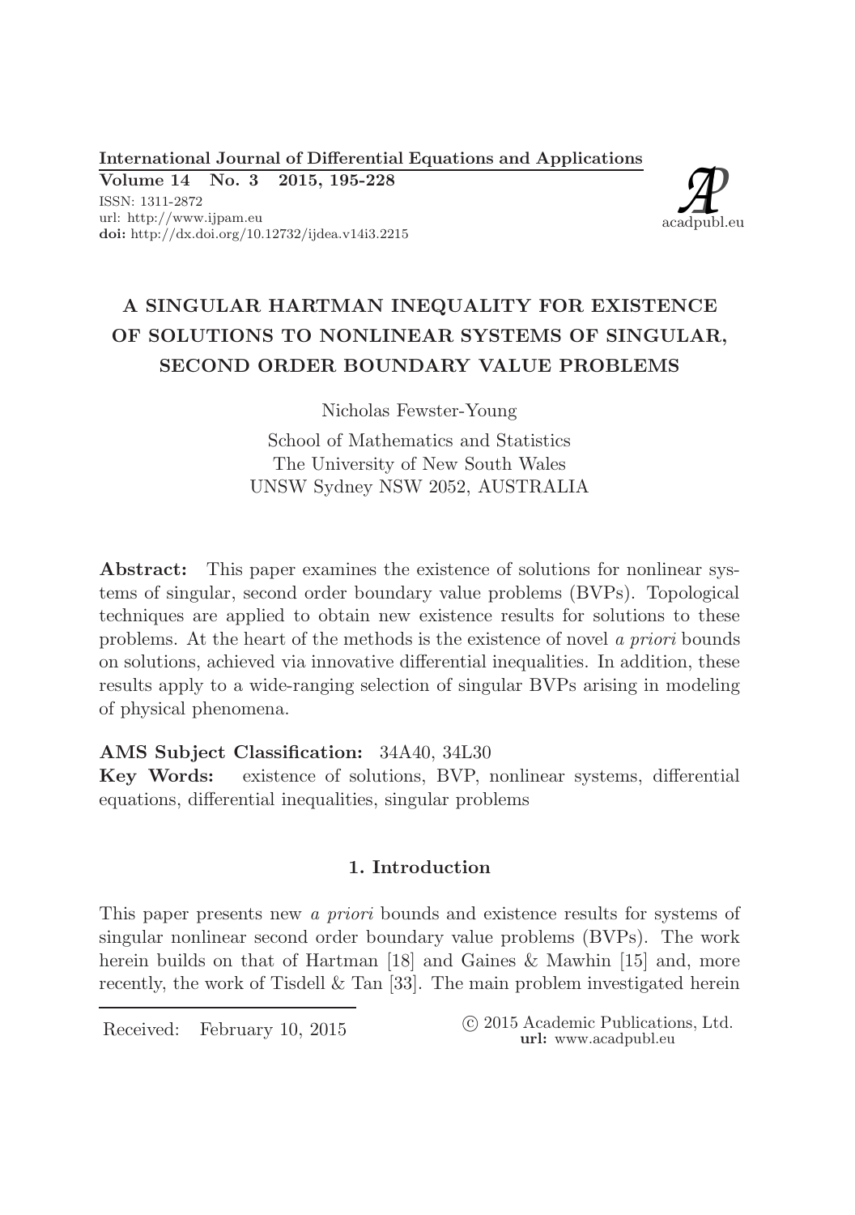# A SINGULAR HARTMAN INEQUALITY FOR EXISTENCE OF SOLUTIONS TO NONLINEAR SYSTEMS OF SINGULAR, SECOND ORDER BOUNDARY VALUE PROBLEMS

Nicholas Fewster-Young

School of Mathematics and Statistics
The University of New South Wales
UNSW Sydney NSW 2052, AUSTRALIA

**Abstract:** This paper examines the existence of solutions for nonlinear systems of singular, second order boundary value problems (BVPs). Topological techniques are applied to obtain new existence results for solutions to these problems. At the heart of the methods is the existence of novel *a priori* bounds on solutions, achieved via innovative differential inequalities. In addition, these results apply to a wide-ranging selection of singular BVPs arising in modeling of physical phenomena.

**AMS Subject Classification:** 34A40, 34L30

**Key Words:** existence of solutions, BVP, nonlinear systems, differential equations, differential inequalities, singular problems

## 1. Introduction

This paper presents new *a priori* bounds and existence results for systems of singular nonlinear second order boundary value problems (BVPs). The work herein builds on that of Hartman [18] and Gaines & Mawhin [15] and, more recently, the work of Tisdell & Tan [33]. The main problem investigated herein

Received: February 10, 2015

© 2015 Academic Publications, Ltd.
url: www.acadpubl.eu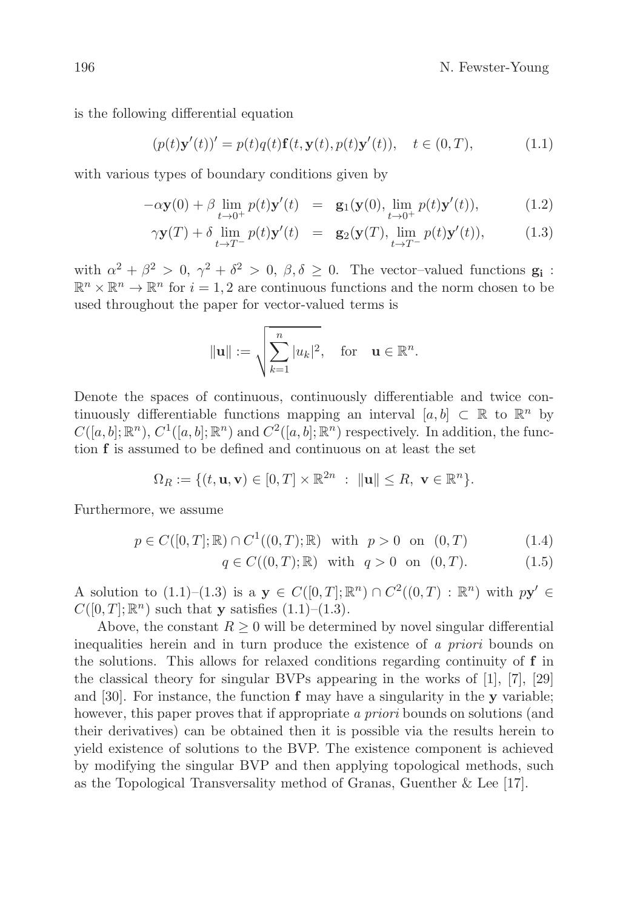is the following differential equation

$$(p(t)\mathbf{y}'(t))' = p(t)q(t)\mathbf{f}(t, \mathbf{y}(t), p(t)\mathbf{y}'(t)), \quad t \in (0, T), \tag{1.1}$$

with various types of boundary conditions given by

$$-\alpha \mathbf{y}(0) + \beta \lim_{t\to 0^+} p(t)\mathbf{y}'(t) = \mathbf{g}_1(\mathbf{y}(0), \lim_{t\to 0^+} p(t)\mathbf{y}'(t)), \tag{1.2}$$

$$\gamma \mathbf{y}(T) + \delta \lim_{t\to T^-} p(t)\mathbf{y}'(t) = \mathbf{g}_2(\mathbf{y}(T), \lim_{t\to T^-} p(t)\mathbf{y}'(t)), \tag{1.3}$$

with $\alpha^2 + \beta^2 > 0$, $\gamma^2 + \delta^2 > 0$, $\beta, \delta \geq 0$. The vector–valued functions $\mathbf{g_i} : \mathbb{R}^n \times \mathbb{R}^n \to \mathbb{R}^n$ for $i = 1, 2$ are continuous functions and the norm chosen to be used throughout the paper for vector-valued terms is

$$\|\mathbf{u}\| := \sqrt{\sum_{k=1}^{n} |u_k|^2}, \quad \text{for} \quad \mathbf{u} \in \mathbb{R}^n.$$

Denote the spaces of continuous, continuously differentiable and twice continuously differentiable functions mapping an interval $[a, b] \subset \mathbb{R}$ to $\mathbb{R}^n$ by $C([a, b]; \mathbb{R}^n)$, $C^1([a, b]; \mathbb{R}^n)$ and $C^2([a, b]; \mathbb{R}^n)$ respectively. In addition, the function $\mathbf{f}$ is assumed to be defined and continuous on at least the set

$$\Omega_R := \{(t, \mathbf{u}, \mathbf{v}) \in [0, T] \times \mathbb{R}^{2n} \ : \ \|\mathbf{u}\| \leq R, \ \mathbf{v} \in \mathbb{R}^n\}.$$

Furthermore, we assume

$$p \in C([0, T]; \mathbb{R}) \cap C^1((0, T); \mathbb{R}) \ \text{ with } \ p > 0 \ \text{ on } \ (0, T) \tag{1.4}$$

$$q \in C((0, T); \mathbb{R}) \ \text{ with } \ q > 0 \ \text{ on } \ (0, T). \tag{1.5}$$

A solution to (1.1)–(1.3) is a $\mathbf{y} \in C([0, T]; \mathbb{R}^n) \cap C^2((0, T) : \mathbb{R}^n)$ with $p\mathbf{y}' \in C([0, T]; \mathbb{R}^n)$ such that $\mathbf{y}$ satisfies (1.1)–(1.3).

Above, the constant $R \geq 0$ will be determined by novel singular differential inequalities herein and in turn produce the existence of *a priori* bounds on the solutions. This allows for relaxed conditions regarding continuity of $\mathbf{f}$ in the classical theory for singular BVPs appearing in the works of [1], [7], [29] and [30]. For instance, the function $\mathbf{f}$ may have a singularity in the $\mathbf{y}$ variable; however, this paper proves that if appropriate *a priori* bounds on solutions (and their derivatives) can be obtained then it is possible via the results herein to yield existence of solutions to the BVP. The existence component is achieved by modifying the singular BVP and then applying topological methods, such as the Topological Transversality method of Granas, Guenther & Lee [17].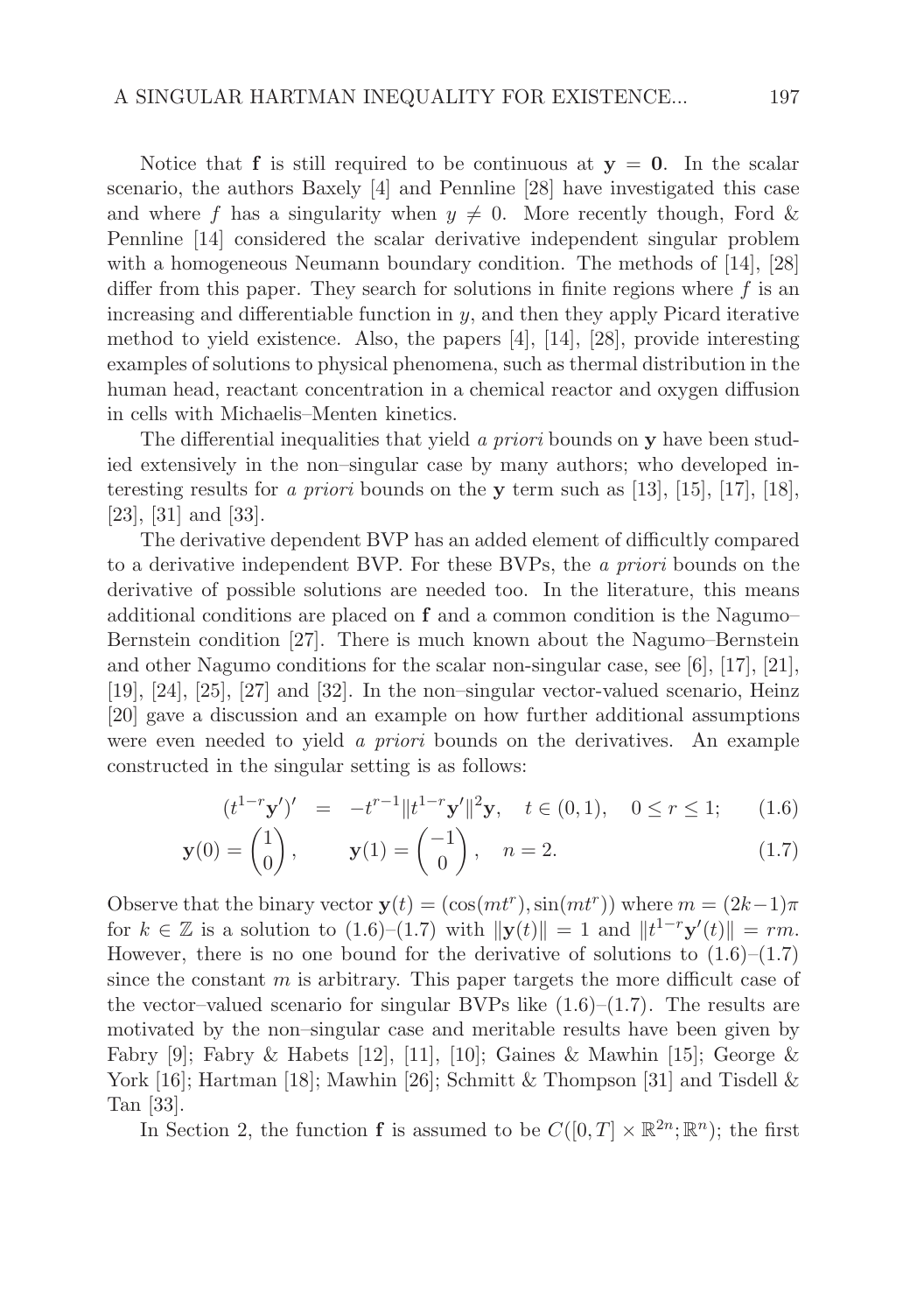Notice that $\mathbf{f}$ is still required to be continuous at $\mathbf{y} = \mathbf{0}$. In the scalar scenario, the authors Baxely [4] and Pennline [28] have investigated this case and where $f$ has a singularity when $y \neq 0$. More recently though, Ford & Pennline [14] considered the scalar derivative independent singular problem with a homogeneous Neumann boundary condition. The methods of [14], [28] differ from this paper. They search for solutions in finite regions where $f$ is an increasing and differentiable function in $y$, and then they apply Picard iterative method to yield existence. Also, the papers [4], [14], [28], provide interesting examples of solutions to physical phenomena, such as thermal distribution in the human head, reactant concentration in a chemical reactor and oxygen diffusion in cells with Michaelis–Menten kinetics.

The differential inequalities that yield *a priori* bounds on $\mathbf{y}$ have been studied extensively in the non–singular case by many authors; who developed interesting results for *a priori* bounds on the $\mathbf{y}$ term such as [13], [15], [17], [18], [23], [31] and [33].

The derivative dependent BVP has an added element of difficultly compared to a derivative independent BVP. For these BVPs, the *a priori* bounds on the derivative of possible solutions are needed too. In the literature, this means additional conditions are placed on $\mathbf{f}$ and a common condition is the Nagumo–Bernstein condition [27]. There is much known about the Nagumo–Bernstein and other Nagumo conditions for the scalar non-singular case, see [6], [17], [21], [19], [24], [25], [27] and [32]. In the non–singular vector-valued scenario, Heinz [20] gave a discussion and an example on how further additional assumptions were even needed to yield *a priori* bounds on the derivatives. An example constructed in the singular setting is as follows:

$$(t^{1-r}\mathbf{y}')' = -t^{r-1}\|t^{1-r}\mathbf{y}'\|^2\mathbf{y}, \quad t \in (0,1), \quad 0 \le r \le 1; \tag{1.6}$$

$$\mathbf{y}(0) = \begin{pmatrix} 1 \\ 0 \end{pmatrix}, \qquad \mathbf{y}(1) = \begin{pmatrix} -1 \\ 0 \end{pmatrix}, \quad n = 2. \tag{1.7}$$

Observe that the binary vector $\mathbf{y}(t) = (\cos(mt^r), \sin(mt^r))$ where $m = (2k-1)\pi$ for $k \in \mathbb{Z}$ is a solution to (1.6)–(1.7) with $\|\mathbf{y}(t)\| = 1$ and $\|t^{1-r}\mathbf{y}'(t)\| = rm$. However, there is no one bound for the derivative of solutions to (1.6)–(1.7) since the constant $m$ is arbitrary. This paper targets the more difficult case of the vector–valued scenario for singular BVPs like (1.6)–(1.7). The results are motivated by the non–singular case and meritable results have been given by Fabry [9]; Fabry & Habets [12], [11], [10]; Gaines & Mawhin [15]; George & York [16]; Hartman [18]; Mawhin [26]; Schmitt & Thompson [31] and Tisdell & Tan [33].

In Section 2, the function $\mathbf{f}$ is assumed to be $C([0,T] \times \mathbb{R}^{2n}; \mathbb{R}^n)$; the first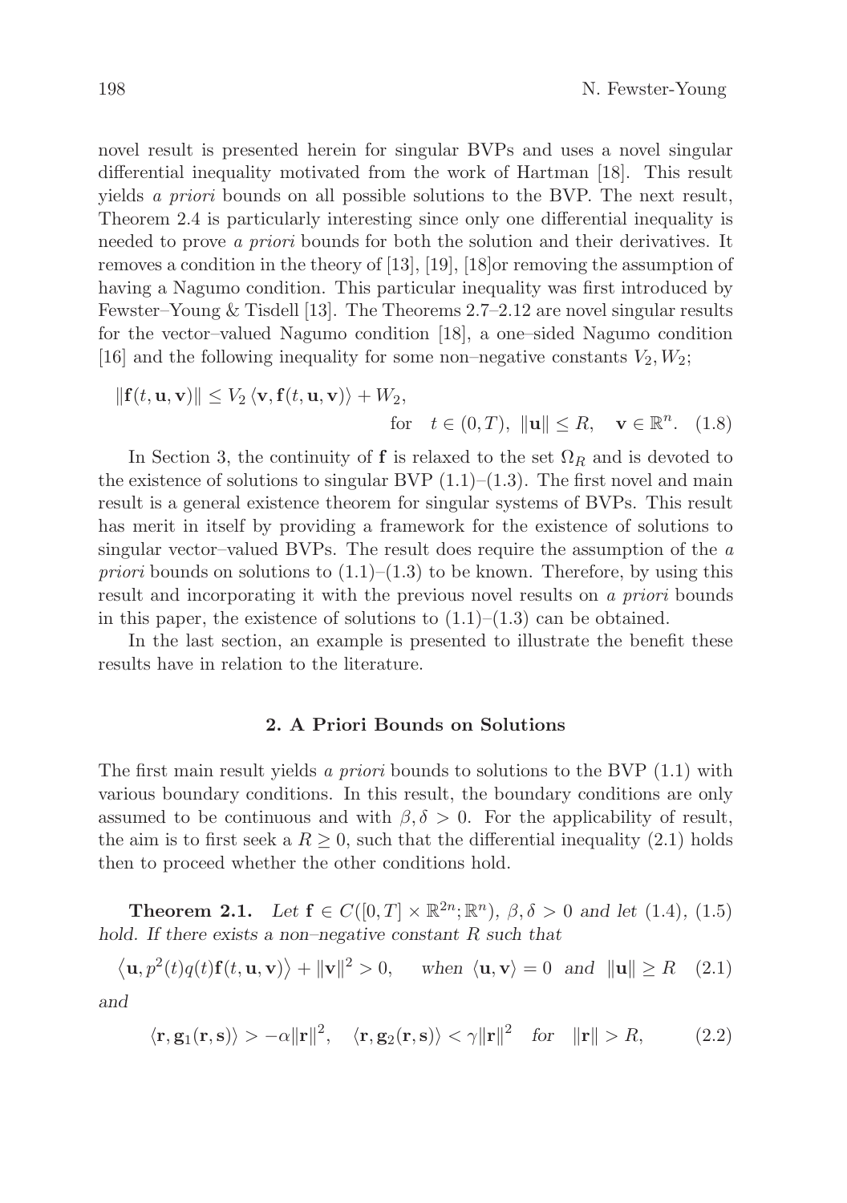novel result is presented herein for singular BVPs and uses a novel singular differential inequality motivated from the work of Hartman [18]. This result yields *a priori* bounds on all possible solutions to the BVP. The next result, Theorem 2.4 is particularly interesting since only one differential inequality is needed to prove *a priori* bounds for both the solution and their derivatives. It removes a condition in the theory of [13], [19], [18]or removing the assumption of having a Nagumo condition. This particular inequality was first introduced by Fewster–Young & Tisdell [13]. The Theorems 2.7–2.12 are novel singular results for the vector–valued Nagumo condition [18], a one–sided Nagumo condition [16] and the following inequality for some non–negative constants $V_2, W_2$;

$$\|\mathbf{f}(t,\mathbf{u},\mathbf{v})\| \le V_2 \langle \mathbf{v}, \mathbf{f}(t,\mathbf{u},\mathbf{v})\rangle + W_2, \qquad \text{for} \quad t\in(0,T),\ \|\mathbf{u}\|\le R, \quad \mathbf{v}\in\mathbb{R}^n. \quad (1.8)$$

In Section 3, the continuity of $\mathbf{f}$ is relaxed to the set $\Omega_R$ and is devoted to the existence of solutions to singular BVP (1.1)–(1.3). The first novel and main result is a general existence theorem for singular systems of BVPs. This result has merit in itself by providing a framework for the existence of solutions to singular vector–valued BVPs. The result does require the assumption of the *a priori* bounds on solutions to (1.1)–(1.3) to be known. Therefore, by using this result and incorporating it with the previous novel results on *a priori* bounds in this paper, the existence of solutions to (1.1)–(1.3) can be obtained.

In the last section, an example is presented to illustrate the benefit these results have in relation to the literature.

## 2. A Priori Bounds on Solutions

The first main result yields *a priori* bounds to solutions to the BVP (1.1) with various boundary conditions. In this result, the boundary conditions are only assumed to be continuous and with $\beta, \delta > 0$. For the applicability of result, the aim is to first seek a $R \ge 0$, such that the differential inequality (2.1) holds then to proceed whether the other conditions hold.

**Theorem 2.1.** *Let* $\mathbf{f}\in C([0,T]\times\mathbb{R}^{2n};\mathbb{R}^n)$, $\beta,\delta>0$ *and let* (1.4), (1.5) *hold. If there exists a non–negative constant* $R$ *such that*

$$\left\langle \mathbf{u}, p^2(t)q(t)\mathbf{f}(t,\mathbf{u},\mathbf{v})\right\rangle + \|\mathbf{v}\|^2 > 0, \qquad \text{when } \langle \mathbf{u},\mathbf{v}\rangle = 0 \text{ and } \|\mathbf{u}\|\ge R \quad (2.1)$$

*and*

$$\langle \mathbf{r}, \mathbf{g}_1(\mathbf{r},\mathbf{s})\rangle > -\alpha\|\mathbf{r}\|^2, \quad \langle \mathbf{r}, \mathbf{g}_2(\mathbf{r},\mathbf{s})\rangle < \gamma\|\mathbf{r}\|^2 \quad \text{for} \quad \|\mathbf{r}\| > R, \qquad (2.2)$$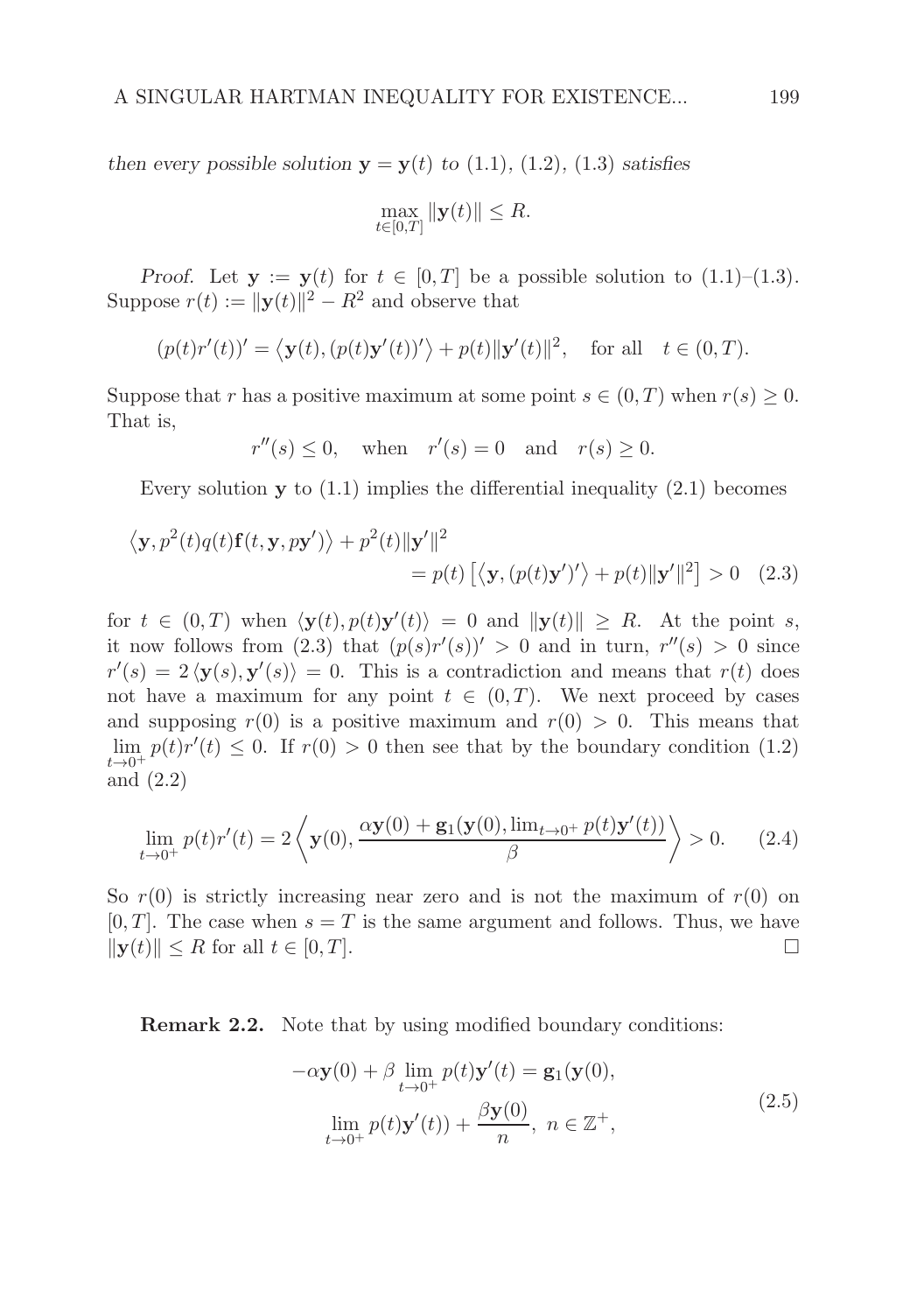*then every possible solution* $\mathbf{y} = \mathbf{y}(t)$ *to* (1.1), (1.2), (1.3) *satisfies*

$$\max_{t\in[0,T]} \|\mathbf{y}(t)\| \leq R.$$

*Proof.* Let $\mathbf{y} := \mathbf{y}(t)$ for $t \in [0,T]$ be a possible solution to (1.1)–(1.3). Suppose $r(t) := \|\mathbf{y}(t)\|^2 - R^2$ and observe that

$$(p(t)r'(t))' = \left\langle \mathbf{y}(t), (p(t)\mathbf{y}'(t))' \right\rangle + p(t)\|\mathbf{y}'(t)\|^2, \quad \text{for all} \quad t \in (0,T).$$

Suppose that $r$ has a positive maximum at some point $s \in (0,T)$ when $r(s) \geq 0$. That is,

$$r''(s) \leq 0, \quad \text{when} \quad r'(s) = 0 \quad \text{and} \quad r(s) \geq 0.$$

Every solution $\mathbf{y}$ to (1.1) implies the differential inequality (2.1) becomes

$$\begin{aligned}\left\langle \mathbf{y}, p^2(t)q(t)\mathbf{f}(t,\mathbf{y},p\mathbf{y}') \right\rangle &+ p^2(t)\|\mathbf{y}'\|^2 \\ &= p(t)\left[\left\langle \mathbf{y}, (p(t)\mathbf{y}')' \right\rangle + p(t)\|\mathbf{y}'\|^2\right] > 0 \quad (2.3)\end{aligned}$$

for $t \in (0,T)$ when $\langle \mathbf{y}(t), p(t)\mathbf{y}'(t) \rangle = 0$ and $\|\mathbf{y}(t)\| \geq R$. At the point $s$, it now follows from (2.3) that $(p(s)r'(s))' > 0$ and in turn, $r''(s) > 0$ since $r'(s) = 2\langle \mathbf{y}(s), \mathbf{y}'(s) \rangle = 0$. This is a contradiction and means that $r(t)$ does not have a maximum for any point $t \in (0,T)$. We next proceed by cases and supposing $r(0)$ is a positive maximum and $r(0) > 0$. This means that $\lim_{t\to 0^+} p(t)r'(t) \leq 0$. If $r(0) > 0$ then see that by the boundary condition (1.2) and (2.2)

$$\lim_{t\to 0^+} p(t)r'(t) = 2\left\langle \mathbf{y}(0), \frac{\alpha\mathbf{y}(0) + \mathbf{g}_1(\mathbf{y}(0), \lim_{t\to 0^+} p(t)\mathbf{y}'(t))}{\beta} \right\rangle > 0. \qquad (2.4)$$

So $r(0)$ is strictly increasing near zero and is not the maximum of $r(0)$ on $[0,T]$. The case when $s = T$ is the same argument and follows. Thus, we have $\|\mathbf{y}(t)\| \leq R$ for all $t \in [0,T]$. □

**Remark 2.2.** Note that by using modified boundary conditions:

$$\begin{gathered} -\alpha\mathbf{y}(0) + \beta \lim_{t\to 0^+} p(t)\mathbf{y}'(t) = \mathbf{g}_1(\mathbf{y}(0), \\ \lim_{t\to 0^+} p(t)\mathbf{y}'(t)) + \frac{\beta\mathbf{y}(0)}{n}, \ n \in \mathbb{Z}^+, \end{gathered} \qquad (2.5)$$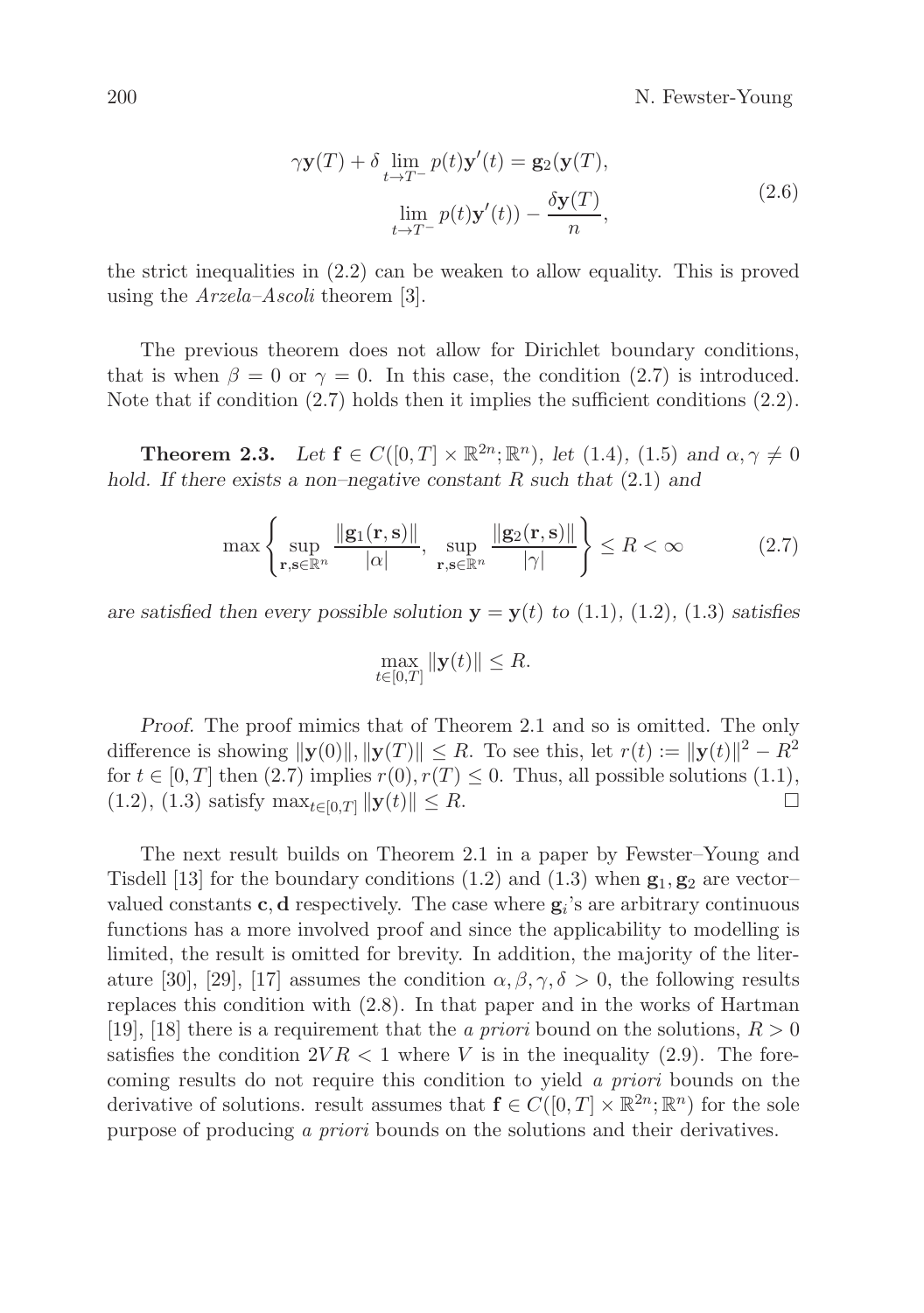$$\begin{aligned}\gamma \mathbf{y}(T) + \delta \lim_{t\to T^-} p(t)\mathbf{y}'(t) &= \mathbf{g}_2(\mathbf{y}(T), \\ \lim_{t\to T^-} p(t)\mathbf{y}'(t)) &- \frac{\delta \mathbf{y}(T)}{n},\end{aligned} \tag{2.6}$$

the strict inequalities in (2.2) can be weaken to allow equality. This is proved using the *Arzela–Ascoli* theorem [3].

The previous theorem does not allow for Dirichlet boundary conditions, that is when $\beta = 0$ or $\gamma = 0$. In this case, the condition (2.7) is introduced. Note that if condition (2.7) holds then it implies the sufficient conditions (2.2).

**Theorem 2.3.** *Let $\mathbf{f} \in C([0,T] \times \mathbb{R}^{2n}; \mathbb{R}^n)$, let (1.4), (1.5) and $\alpha, \gamma \neq 0$ hold. If there exists a non–negative constant $R$ such that (2.1) and*

$$\max\left\{ \sup_{\mathbf{r},\mathbf{s}\in\mathbb{R}^n} \frac{\|\mathbf{g}_1(\mathbf{r},\mathbf{s})\|}{|\alpha|}, \sup_{\mathbf{r},\mathbf{s}\in\mathbb{R}^n} \frac{\|\mathbf{g}_2(\mathbf{r},\mathbf{s})\|}{|\gamma|} \right\} \leq R < \infty \tag{2.7}$$

*are satisfied then every possible solution $\mathbf{y} = \mathbf{y}(t)$ to (1.1), (1.2), (1.3) satisfies*

$$\max_{t\in[0,T]} \|\mathbf{y}(t)\| \leq R.$$

*Proof.* The proof mimics that of Theorem 2.1 and so is omitted. The only difference is showing $\|\mathbf{y}(0)\|, \|\mathbf{y}(T)\| \leq R$. To see this, let $r(t) := \|\mathbf{y}(t)\|^2 - R^2$ for $t \in [0,T]$ then (2.7) implies $r(0), r(T) \leq 0$. Thus, all possible solutions (1.1), (1.2), (1.3) satisfy $\max_{t\in[0,T]} \|\mathbf{y}(t)\| \leq R$. □

The next result builds on Theorem 2.1 in a paper by Fewster–Young and Tisdell [13] for the boundary conditions (1.2) and (1.3) when $\mathbf{g}_1, \mathbf{g}_2$ are vector–valued constants $\mathbf{c}, \mathbf{d}$ respectively. The case where $\mathbf{g}_i$'s are arbitrary continuous functions has a more involved proof and since the applicability to modelling is limited, the result is omitted for brevity. In addition, the majority of the literature [30], [29], [17] assumes the condition $\alpha, \beta, \gamma, \delta > 0$, the following results replaces this condition with (2.8). In that paper and in the works of Hartman [19], [18] there is a requirement that the *a priori* bound on the solutions, $R > 0$ satisfies the condition $2VR < 1$ where $V$ is in the inequality (2.9). The forecoming results do not require this condition to yield *a priori* bounds on the derivative of solutions. result assumes that $\mathbf{f} \in C([0,T] \times \mathbb{R}^{2n}; \mathbb{R}^n)$ for the sole purpose of producing *a priori* bounds on the solutions and their derivatives.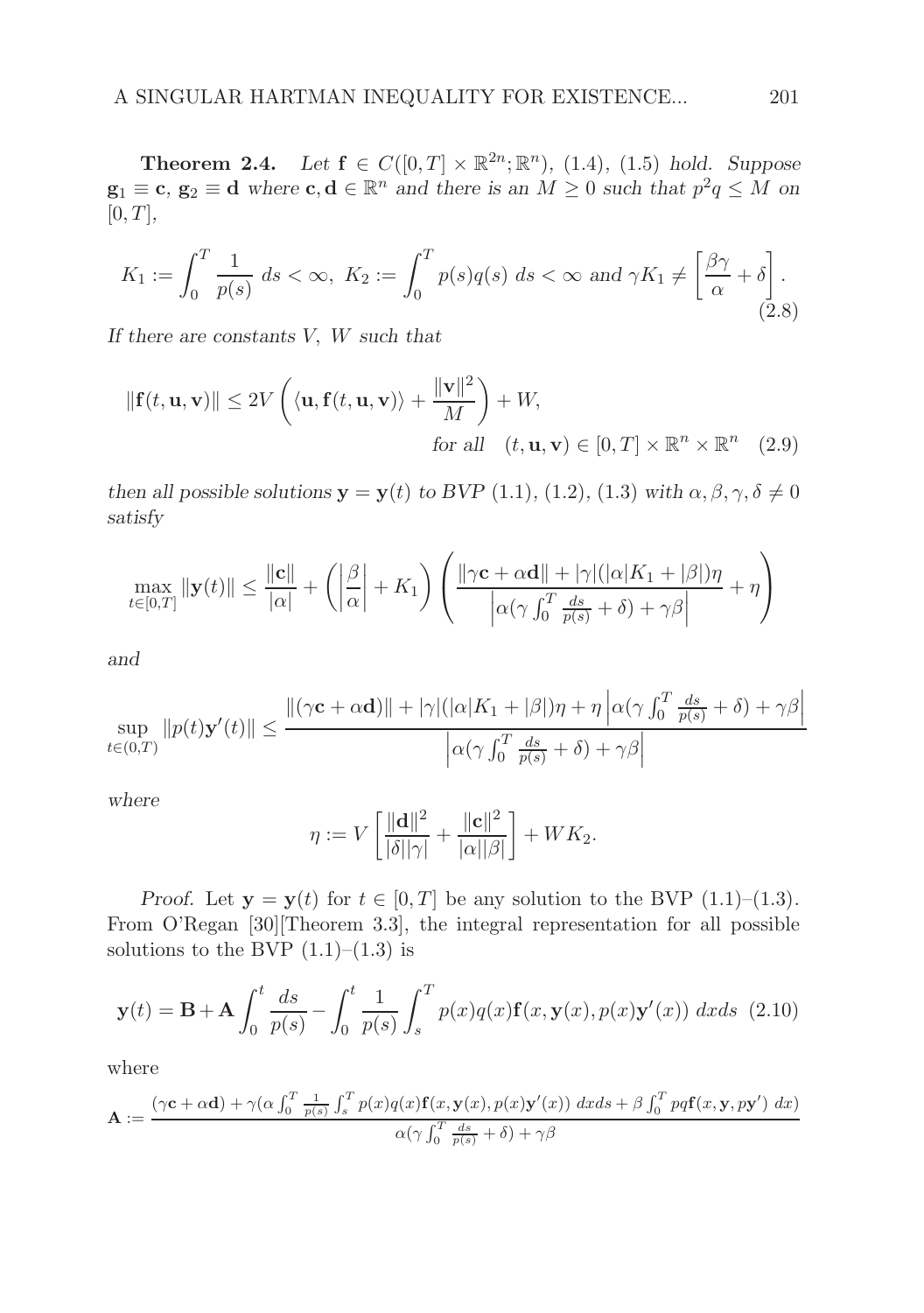**Theorem 2.4.** *Let $\mathbf{f} \in C([0,T] \times \mathbb{R}^{2n}; \mathbb{R}^n)$, (1.4), (1.5) hold. Suppose $\mathbf{g}_1 \equiv \mathbf{c}$, $\mathbf{g}_2 \equiv \mathbf{d}$ where $\mathbf{c}, \mathbf{d} \in \mathbb{R}^n$ and there is an $M \geq 0$ such that $p^2 q \leq M$ on $[0,T]$,*

$$K_1 := \int_0^T \frac{1}{p(s)} \, ds < \infty, \; K_2 := \int_0^T p(s)q(s) \, ds < \infty \text{ and } \gamma K_1 \neq \left[\frac{\beta\gamma}{\alpha} + \delta\right]. \tag{2.8}$$

*If there are constants $V$, $W$ such that*

$$\|\mathbf{f}(t,\mathbf{u},\mathbf{v})\| \leq 2V\left(\langle \mathbf{u}, \mathbf{f}(t,\mathbf{u},\mathbf{v})\rangle + \frac{\|\mathbf{v}\|^2}{M}\right) + W, \quad \text{for all} \quad (t,\mathbf{u},\mathbf{v}) \in [0,T] \times \mathbb{R}^n \times \mathbb{R}^n \tag{2.9}$$

*then all possible solutions $\mathbf{y} = \mathbf{y}(t)$ to BVP (1.1), (1.2), (1.3) with $\alpha, \beta, \gamma, \delta \neq 0$ satisfy*

$$\max_{t\in[0,T]} \|\mathbf{y}(t)\| \leq \frac{\|\mathbf{c}\|}{|\alpha|} + \left(\left|\frac{\beta}{\alpha}\right| + K_1\right)\left(\frac{\|\gamma\mathbf{c} + \alpha\mathbf{d}\| + |\gamma|(|\alpha|K_1 + |\beta|)\eta}{\left|\alpha(\gamma\int_0^T \frac{ds}{p(s)} + \delta) + \gamma\beta\right|} + \eta\right)$$

*and*

$$\sup_{t\in(0,T)} \|p(t)\mathbf{y}'(t)\| \leq \frac{\|(\gamma\mathbf{c} + \alpha\mathbf{d})\| + |\gamma|(|\alpha|K_1 + |\beta|)\eta + \eta\left|\alpha(\gamma\int_0^T \frac{ds}{p(s)} + \delta) + \gamma\beta\right|}{\left|\alpha(\gamma\int_0^T \frac{ds}{p(s)} + \delta) + \gamma\beta\right|}$$

*where*

$$\eta := V\left[\frac{\|\mathbf{d}\|^2}{|\delta||\gamma|} + \frac{\|\mathbf{c}\|^2}{|\alpha||\beta|}\right] + WK_2.$$

*Proof.* Let $\mathbf{y} = \mathbf{y}(t)$ for $t \in [0,T]$ be any solution to the BVP (1.1)–(1.3). From O'Regan [30][Theorem 3.3], the integral representation for all possible solutions to the BVP (1.1)–(1.3) is

$$\mathbf{y}(t) = \mathbf{B} + \mathbf{A}\int_0^t \frac{ds}{p(s)} - \int_0^t \frac{1}{p(s)}\int_s^T p(x)q(x)\mathbf{f}(x,\mathbf{y}(x),p(x)\mathbf{y}'(x)) \, dxds \tag{2.10}$$

where

$$\mathbf{A} := \frac{(\gamma\mathbf{c} + \alpha\mathbf{d}) + \gamma(\alpha\int_0^T \frac{1}{p(s)}\int_s^T p(x)q(x)\mathbf{f}(x,\mathbf{y}(x),p(x)\mathbf{y}'(x)) \, dxds + \beta\int_0^T pq\mathbf{f}(x,\mathbf{y},p\mathbf{y}') \, dx)}{\alpha(\gamma\int_0^T \frac{ds}{p(s)} + \delta) + \gamma\beta}$$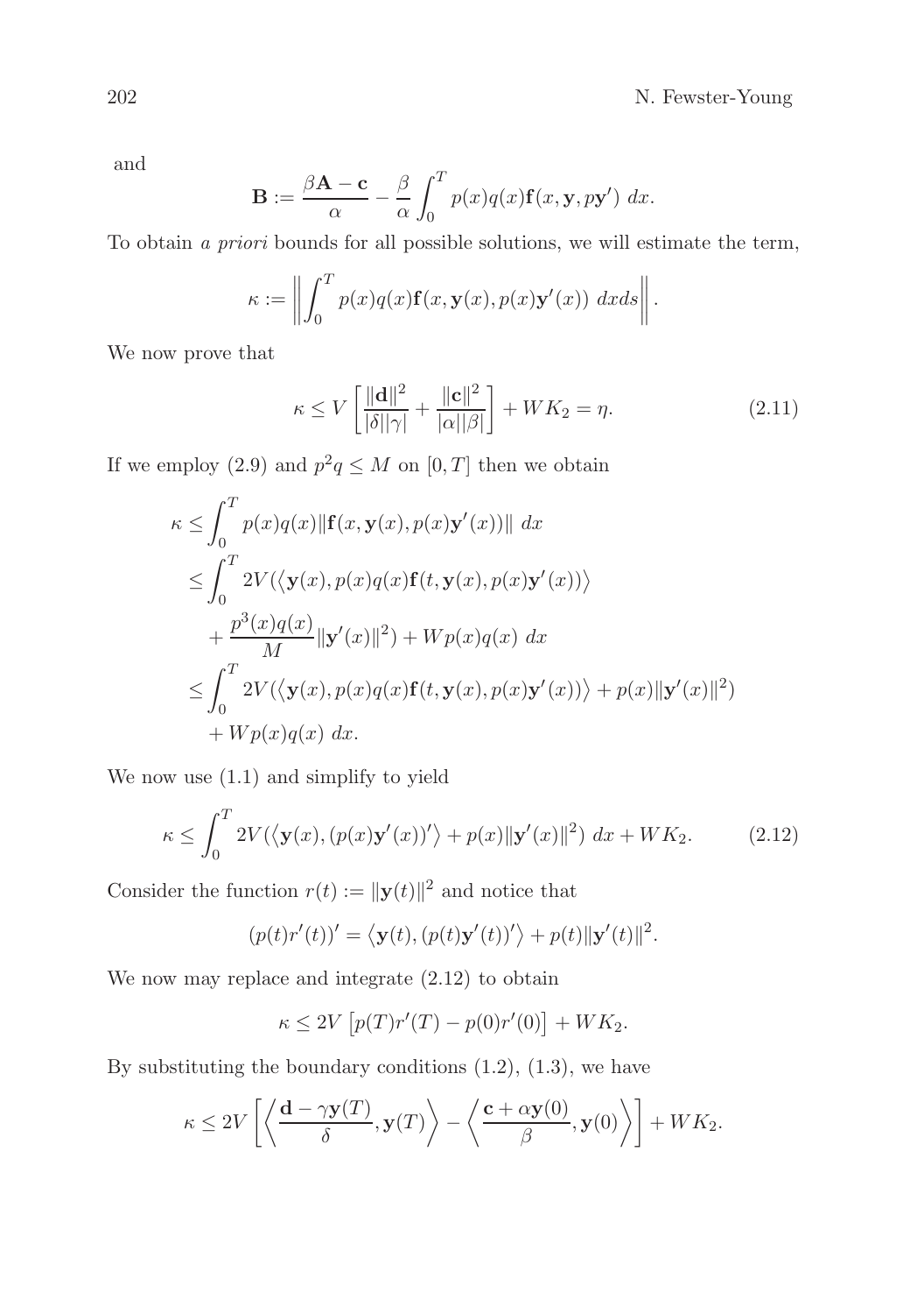and

$$\mathbf{B} := \frac{\beta \mathbf{A} - \mathbf{c}}{\alpha} - \frac{\beta}{\alpha} \int_0^T p(x) q(x) \mathbf{f}(x, \mathbf{y}, p\mathbf{y}') \ dx.$$

To obtain *a priori* bounds for all possible solutions, we will estimate the term,

$$\kappa := \left\| \int_0^T p(x) q(x) \mathbf{f}(x, \mathbf{y}(x), p(x)\mathbf{y}'(x)) \ dxds \right\|.$$

We now prove that

$$\kappa \leq V \left[ \frac{\|\mathbf{d}\|^2}{|\delta||\gamma|} + \frac{\|\mathbf{c}\|^2}{|\alpha||\beta|} \right] + W K_2 = \eta. \tag{2.11}$$

If we employ (2.9) and $p^2 q \leq M$ on $[0, T]$ then we obtain

$$\begin{aligned}
\kappa &\leq \int_0^T p(x) q(x) \|\mathbf{f}(x, \mathbf{y}(x), p(x)\mathbf{y}'(x))\| \ dx \\
&\leq \int_0^T 2V(\langle \mathbf{y}(x), p(x) q(x) \mathbf{f}(t, \mathbf{y}(x), p(x)\mathbf{y}'(x)) \rangle \\
&\quad + \frac{p^3(x) q(x)}{M} \|\mathbf{y}'(x)\|^2) + W p(x) q(x) \ dx \\
&\leq \int_0^T 2V(\langle \mathbf{y}(x), p(x) q(x) \mathbf{f}(t, \mathbf{y}(x), p(x)\mathbf{y}'(x)) \rangle + p(x) \|\mathbf{y}'(x)\|^2) \\
&\quad + W p(x) q(x) \ dx.
\end{aligned}$$

We now use (1.1) and simplify to yield

$$\kappa \leq \int_0^T 2V(\langle \mathbf{y}(x), (p(x)\mathbf{y}'(x))' \rangle + p(x) \|\mathbf{y}'(x)\|^2) \ dx + W K_2. \tag{2.12}$$

Consider the function $r(t) := \|\mathbf{y}(t)\|^2$ and notice that

$$(p(t) r'(t))' = \langle \mathbf{y}(t), (p(t)\mathbf{y}'(t))' \rangle + p(t) \|\mathbf{y}'(t)\|^2.$$

We now may replace and integrate (2.12) to obtain

$$\kappa \leq 2V \left[ p(T) r'(T) - p(0) r'(0) \right] + W K_2.$$

By substituting the boundary conditions (1.2), (1.3), we have

$$\kappa \leq 2V \left[ \left\langle \frac{\mathbf{d} - \gamma \mathbf{y}(T)}{\delta}, \mathbf{y}(T) \right\rangle - \left\langle \frac{\mathbf{c} + \alpha \mathbf{y}(0)}{\beta}, \mathbf{y}(0) \right\rangle \right] + W K_2.$$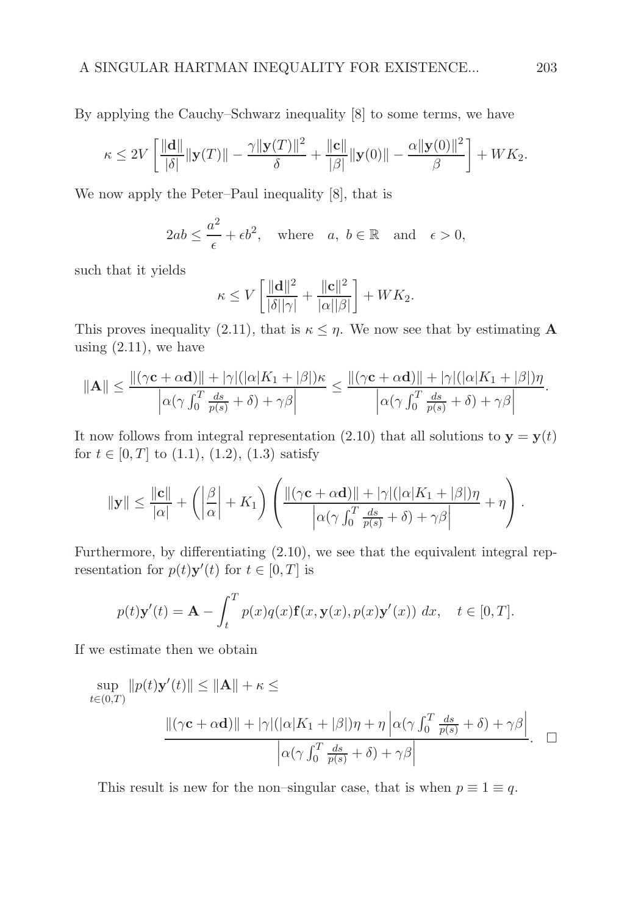By applying the Cauchy–Schwarz inequality [8] to some terms, we have

$$\kappa \leq 2V\left[\frac{\|\mathbf{d}\|}{|\delta|}\|\mathbf{y}(T)\| - \frac{\gamma\|\mathbf{y}(T)\|^2}{\delta} + \frac{\|\mathbf{c}\|}{|\beta|}\|\mathbf{y}(0)\| - \frac{\alpha\|\mathbf{y}(0)\|^2}{\beta}\right] + WK_2.$$

We now apply the Peter–Paul inequality [8], that is

$$2ab \leq \frac{a^2}{\epsilon} + \epsilon b^2, \quad \text{where} \quad a,\ b \in \mathbb{R} \quad \text{and} \quad \epsilon > 0,$$

such that it yields

$$\kappa \leq V\left[\frac{\|\mathbf{d}\|^2}{|\delta||\gamma|} + \frac{\|\mathbf{c}\|^2}{|\alpha||\beta|}\right] + WK_2.$$

This proves inequality (2.11), that is $\kappa \leq \eta$. We now see that by estimating $\mathbf{A}$ using (2.11), we have

$$\|\mathbf{A}\| \leq \frac{\|(\gamma\mathbf{c} + \alpha\mathbf{d})\| + |\gamma|(|\alpha|K_1 + |\beta|)\kappa}{\left|\alpha(\gamma\int_0^T \frac{ds}{p(s)} + \delta) + \gamma\beta\right|} \leq \frac{\|(\gamma\mathbf{c} + \alpha\mathbf{d})\| + |\gamma|(|\alpha|K_1 + |\beta|)\eta}{\left|\alpha(\gamma\int_0^T \frac{ds}{p(s)} + \delta) + \gamma\beta\right|}.$$

It now follows from integral representation (2.10) that all solutions to $\mathbf{y} = \mathbf{y}(t)$ for $t \in [0, T]$ to (1.1), (1.2), (1.3) satisfy

$$\|\mathbf{y}\| \leq \frac{\|\mathbf{c}\|}{|\alpha|} + \left(\left|\frac{\beta}{\alpha}\right| + K_1\right)\left(\frac{\|(\gamma\mathbf{c} + \alpha\mathbf{d})\| + |\gamma|(|\alpha|K_1 + |\beta|)\eta}{\left|\alpha(\gamma\int_0^T \frac{ds}{p(s)} + \delta) + \gamma\beta\right|} + \eta\right).$$

Furthermore, by differentiating (2.10), we see that the equivalent integral representation for $p(t)\mathbf{y}'(t)$ for $t \in [0, T]$ is

$$p(t)\mathbf{y}'(t) = \mathbf{A} - \int_t^T p(x)q(x)\mathbf{f}(x, \mathbf{y}(x), p(x)\mathbf{y}'(x))\ dx, \quad t \in [0, T].$$

If we estimate then we obtain

$$\sup_{t\in(0,T)} \|p(t)\mathbf{y}'(t)\| \leq \|\mathbf{A}\| + \kappa \leq$$

$$\frac{\|(\gamma\mathbf{c} + \alpha\mathbf{d})\| + |\gamma|(|\alpha|K_1 + |\beta|)\eta + \eta\left|\alpha(\gamma\int_0^T \frac{ds}{p(s)} + \delta) + \gamma\beta\right|}{\left|\alpha(\gamma\int_0^T \frac{ds}{p(s)} + \delta) + \gamma\beta\right|}. \quad \square$$

This result is new for the non–singular case, that is when $p \equiv 1 \equiv q$.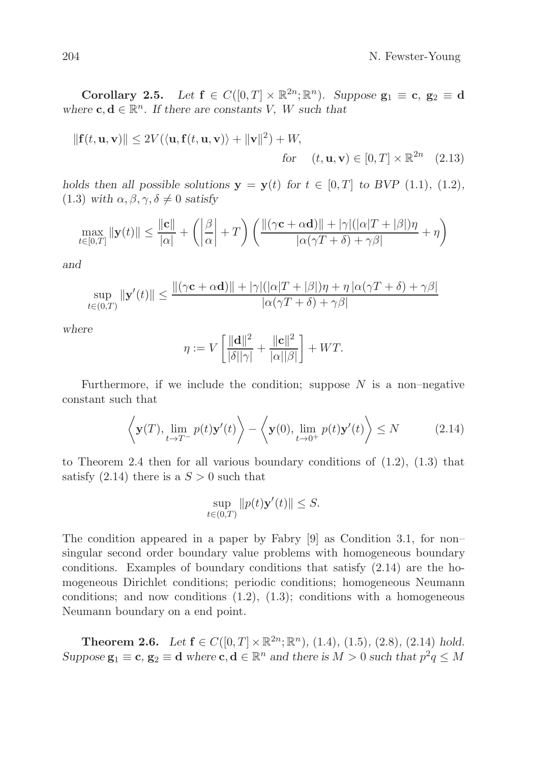**Corollary 2.5.** *Let $\mathbf{f} \in C([0,T] \times \mathbb{R}^{2n}; \mathbb{R}^n)$. Suppose $\mathbf{g}_1 \equiv \mathbf{c}$, $\mathbf{g}_2 \equiv \mathbf{d}$ where $\mathbf{c}, \mathbf{d} \in \mathbb{R}^n$. If there are constants $V$, $W$ such that*

$$\|\mathbf{f}(t,\mathbf{u},\mathbf{v})\| \le 2V(\langle \mathbf{u}, \mathbf{f}(t,\mathbf{u},\mathbf{v})\rangle + \|\mathbf{v}\|^2) + W, \quad \text{for} \quad (t,\mathbf{u},\mathbf{v}) \in [0,T] \times \mathbb{R}^{2n} \tag{2.13}$$

*holds then all possible solutions $\mathbf{y} = \mathbf{y}(t)$ for $t \in [0,T]$ to BVP (1.1), (1.2), (1.3) with $\alpha, \beta, \gamma, \delta \neq 0$ satisfy*

$$\max_{t\in[0,T]} \|\mathbf{y}(t)\| \le \frac{\|\mathbf{c}\|}{|\alpha|} + \left( \left|\frac{\beta}{\alpha}\right| + T \right) \left( \frac{\|(\gamma \mathbf{c} + \alpha \mathbf{d})\| + |\gamma|(|\alpha|T + |\beta|)\eta}{|\alpha(\gamma T + \delta) + \gamma\beta|} + \eta \right)$$

*and*

$$\sup_{t\in(0,T)} \|\mathbf{y}'(t)\| \le \frac{\|(\gamma \mathbf{c} + \alpha \mathbf{d})\| + |\gamma|(|\alpha|T + |\beta|)\eta + \eta\,|\alpha(\gamma T + \delta) + \gamma\beta|}{|\alpha(\gamma T + \delta) + \gamma\beta|}$$

*where*

$$\eta := V\left[ \frac{\|\mathbf{d}\|^2}{|\delta||\gamma|} + \frac{\|\mathbf{c}\|^2}{|\alpha||\beta|} \right] + WT.$$

Furthermore, if we include the condition; suppose $N$ is a non–negative constant such that

$$\left\langle \mathbf{y}(T), \lim_{t\to T^-} p(t)\mathbf{y}'(t) \right\rangle - \left\langle \mathbf{y}(0), \lim_{t\to 0^+} p(t)\mathbf{y}'(t) \right\rangle \le N \tag{2.14}$$

to Theorem 2.4 then for all various boundary conditions of (1.2), (1.3) that satisfy (2.14) there is a $S > 0$ such that

$$\sup_{t\in(0,T)} \|p(t)\mathbf{y}'(t)\| \le S.$$

The condition appeared in a paper by Fabry [9] as Condition 3.1, for non–singular second order boundary value problems with homogeneous boundary conditions. Examples of boundary conditions that satisfy (2.14) are the homogeneous Dirichlet conditions; periodic conditions; homogeneous Neumann conditions; and now conditions (1.2), (1.3); conditions with a homogeneous Neumann boundary on a end point.

**Theorem 2.6.** *Let $\mathbf{f} \in C([0,T] \times \mathbb{R}^{2n}; \mathbb{R}^n)$, (1.4), (1.5), (2.8), (2.14) hold. Suppose $\mathbf{g}_1 \equiv \mathbf{c}$, $\mathbf{g}_2 \equiv \mathbf{d}$ where $\mathbf{c}, \mathbf{d} \in \mathbb{R}^n$ and there is $M > 0$ such that $p^2 q \le M$*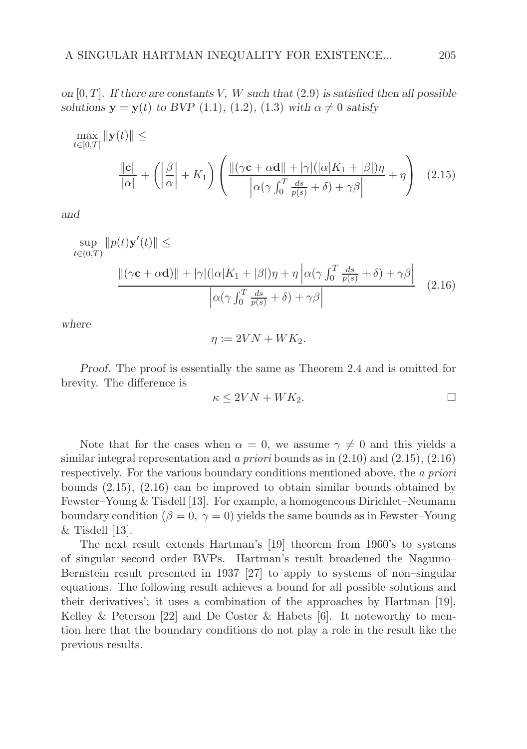*on $[0,T]$. If there are constants $V$, $W$ such that (2.9) is satisfied then all possible solutions $\mathbf{y} = \mathbf{y}(t)$ to BVP (1.1), (1.2), (1.3) with $\alpha \neq 0$ satisfy*

$$\max_{t\in[0,T]} \|\mathbf{y}(t)\| \leq \frac{\|\mathbf{c}\|}{|\alpha|} + \left(\left|\frac{\beta}{\alpha}\right| + K_1\right)\left(\frac{\|(\gamma\mathbf{c} + \alpha\mathbf{d}\| + |\gamma|(|\alpha|K_1 + |\beta|)\eta}{\left|\alpha(\gamma\int_0^T \frac{ds}{p(s)} + \delta) + \gamma\beta\right|} + \eta\right) \quad (2.15)$$

*and*

$$\sup_{t\in(0,T)} \|p(t)\mathbf{y}'(t)\| \leq \frac{\|(\gamma\mathbf{c} + \alpha\mathbf{d})\| + |\gamma|(|\alpha|K_1 + |\beta|)\eta + \eta\left|\alpha(\gamma\int_0^T \frac{ds}{p(s)} + \delta) + \gamma\beta\right|}{\left|\alpha(\gamma\int_0^T \frac{ds}{p(s)} + \delta) + \gamma\beta\right|} \quad (2.16)$$

*where*

$$\eta := 2VN + WK_2.$$

*Proof.* The proof is essentially the same as Theorem 2.4 and is omitted for brevity. The difference is

$$\kappa \leq 2VN + WK_2. \qquad \square$$

Note that for the cases when $\alpha = 0$, we assume $\gamma \neq 0$ and this yields a similar integral representation and *a priori* bounds as in (2.10) and (2.15), (2.16) respectively. For the various boundary conditions mentioned above, the *a priori* bounds (2.15), (2.16) can be improved to obtain similar bounds obtained by Fewster–Young & Tisdell [13]. For example, a homogeneous Dirichlet–Neumann boundary condition ($\beta = 0,\ \gamma = 0$) yields the same bounds as in Fewster–Young & Tisdell [13].

The next result extends Hartman's [19] theorem from 1960's to systems of singular second order BVPs. Hartman's result broadened the Nagumo–Bernstein result presented in 1937 [27] to apply to systems of non–singular equations. The following result achieves a bound for all possible solutions and their derivatives'; it uses a combination of the approaches by Hartman [19], Kelley & Peterson [22] and De Coster & Habets [6]. It noteworthy to mention here that the boundary conditions do not play a role in the result like the previous results.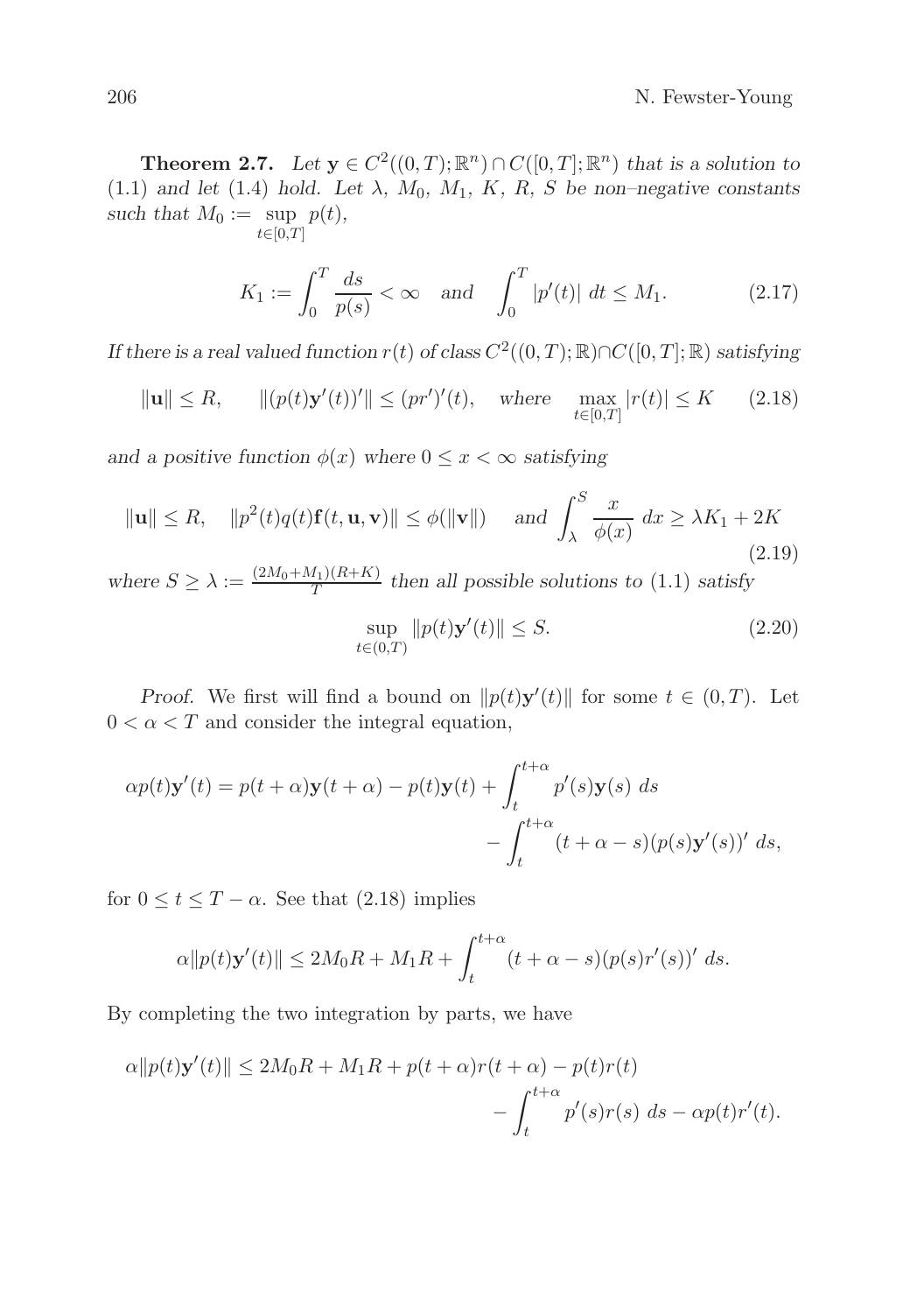**Theorem 2.7.** *Let $\mathbf{y} \in C^2((0,T);\mathbb{R}^n) \cap C([0,T];\mathbb{R}^n)$ that is a solution to (1.1) and let (1.4) hold. Let $\lambda$, $M_0$, $M_1$, $K$, $R$, $S$ be non–negative constants such that $M_0 := \sup_{t\in[0,T]} p(t)$,*

$$K_1 := \int_0^T \frac{ds}{p(s)} < \infty \quad \text{and} \quad \int_0^T |p'(t)| \, dt \le M_1. \tag{2.17}$$

*If there is a real valued function $r(t)$ of class $C^2((0,T);\mathbb{R}) \cap C([0,T];\mathbb{R})$ satisfying*

$$\|\mathbf{u}\| \le R, \qquad \|(p(t)\mathbf{y}'(t))'\| \le (pr')'(t), \quad \text{where} \quad \max_{t\in[0,T]} |r(t)| \le K \tag{2.18}$$

*and a positive function $\phi(x)$ where $0 \le x < \infty$ satisfying*

$$\|\mathbf{u}\| \le R, \quad \|p^2(t)q(t)\mathbf{f}(t,\mathbf{u},\mathbf{v})\| \le \phi(\|\mathbf{v}\|) \quad \text{and} \ \int_\lambda^S \frac{x}{\phi(x)} \, dx \ge \lambda K_1 + 2K \tag{2.19}$$

*where $S \ge \lambda := \frac{(2M_0+M_1)(R+K)}{T}$ then all possible solutions to (1.1) satisfy*

$$\sup_{t\in(0,T)} \|p(t)\mathbf{y}'(t)\| \le S. \tag{2.20}$$

*Proof.* We first will find a bound on $\|p(t)\mathbf{y}'(t)\|$ for some $t \in (0,T)$. Let $0 < \alpha < T$ and consider the integral equation,

$$\alpha p(t)\mathbf{y}'(t) = p(t+\alpha)\mathbf{y}(t+\alpha) - p(t)\mathbf{y}(t) + \int_t^{t+\alpha} p'(s)\mathbf{y}(s) \, ds - \int_t^{t+\alpha} (t+\alpha-s)(p(s)\mathbf{y}'(s))' \, ds,$$

for $0 \le t \le T - \alpha$. See that (2.18) implies

$$\alpha \|p(t)\mathbf{y}'(t)\| \le 2M_0R + M_1R + \int_t^{t+\alpha} (t+\alpha-s)(p(s)r'(s))' \, ds.$$

By completing the two integration by parts, we have

$$\alpha \|p(t)\mathbf{y}'(t)\| \le 2M_0R + M_1R + p(t+\alpha)r(t+\alpha) - p(t)r(t) - \int_t^{t+\alpha} p'(s)r(s) \, ds - \alpha p(t)r'(t).$$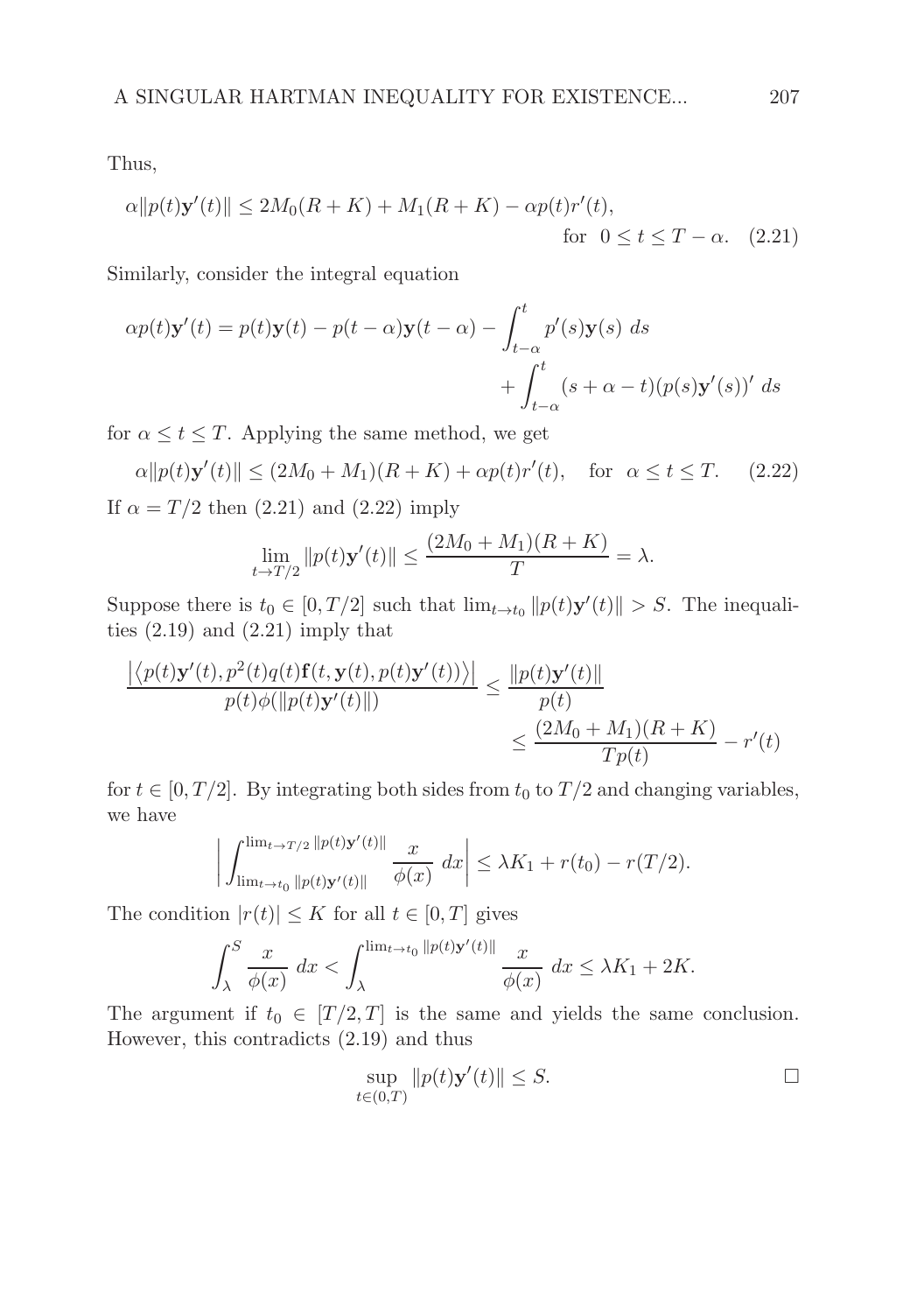Thus,

$$\alpha\|p(t)\mathbf{y}'(t)\| \leq 2M_0(R+K) + M_1(R+K) - \alpha p(t)r'(t), \quad \text{for} \;\; 0 \leq t \leq T-\alpha. \quad (2.21)$$

Similarly, consider the integral equation

$$\alpha p(t)\mathbf{y}'(t) = p(t)\mathbf{y}(t) - p(t-\alpha)\mathbf{y}(t-\alpha) - \int_{t-\alpha}^{t} p'(s)\mathbf{y}(s)\, ds + \int_{t-\alpha}^{t} (s+\alpha-t)(p(s)\mathbf{y}'(s))'\, ds$$

for $\alpha \leq t \leq T$. Applying the same method, we get

$$\alpha\|p(t)\mathbf{y}'(t)\| \leq (2M_0 + M_1)(R+K) + \alpha p(t)r'(t), \quad \text{for} \;\; \alpha \leq t \leq T. \quad (2.22)$$

If $\alpha = T/2$ then (2.21) and (2.22) imply

$$\lim_{t\to T/2} \|p(t)\mathbf{y}'(t)\| \leq \frac{(2M_0+M_1)(R+K)}{T} = \lambda.$$

Suppose there is $t_0 \in [0, T/2]$ such that $\lim_{t\to t_0} \|p(t)\mathbf{y}'(t)\| > S$. The inequalities (2.19) and (2.21) imply that

$$\frac{\left|\left\langle p(t)\mathbf{y}'(t), p^2(t)q(t)\mathbf{f}(t,\mathbf{y}(t),p(t)\mathbf{y}'(t))\right\rangle\right|}{p(t)\phi(\|p(t)\mathbf{y}'(t)\|)} \leq \frac{\|p(t)\mathbf{y}'(t)\|}{p(t)} \leq \frac{(2M_0+M_1)(R+K)}{Tp(t)} - r'(t)$$

for $t \in [0, T/2]$. By integrating both sides from $t_0$ to $T/2$ and changing variables, we have

$$\left|\int_{\lim_{t\to t_0}\|p(t)\mathbf{y}'(t)\|}^{\lim_{t\to T/2}\|p(t)\mathbf{y}'(t)\|} \frac{x}{\phi(x)}\, dx\right| \leq \lambda K_1 + r(t_0) - r(T/2).$$

The condition $|r(t)| \leq K$ for all $t \in [0,T]$ gives

$$\int_{\lambda}^{S} \frac{x}{\phi(x)}\, dx < \int_{\lambda}^{\lim_{t\to t_0}\|p(t)\mathbf{y}'(t)\|} \frac{x}{\phi(x)}\, dx \leq \lambda K_1 + 2K.$$

The argument if $t_0 \in [T/2, T]$ is the same and yields the same conclusion. However, this contradicts (2.19) and thus

$$\sup_{t\in(0,T)} \|p(t)\mathbf{y}'(t)\| \leq S. \qquad \square$$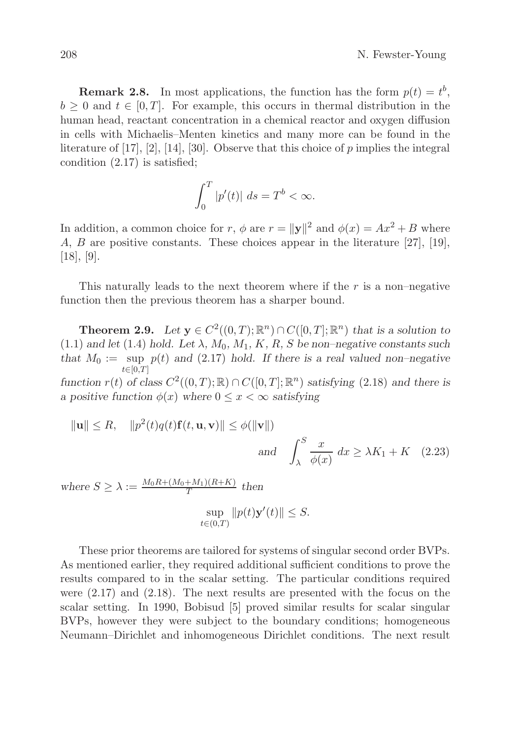**Remark 2.8.** In most applications, the function has the form $p(t) = t^b$, $b \geq 0$ and $t \in [0, T]$. For example, this occurs in thermal distribution in the human head, reactant concentration in a chemical reactor and oxygen diffusion in cells with Michaelis–Menten kinetics and many more can be found in the literature of [17], [2], [14], [30]. Observe that this choice of $p$ implies the integral condition (2.17) is satisfied;

$$\int_0^T |p'(t)| \, ds = T^b < \infty.$$

In addition, a common choice for $r$, $\phi$ are $r = \|\mathbf{y}\|^2$ and $\phi(x) = Ax^2 + B$ where $A$, $B$ are positive constants. These choices appear in the literature [27], [19], [18], [9].

This naturally leads to the next theorem where if the $r$ is a non–negative function then the previous theorem has a sharper bound.

**Theorem 2.9.** *Let $\mathbf{y} \in C^2((0, T); \mathbb{R}^n) \cap C([0, T]; \mathbb{R}^n)$ that is a solution to (1.1) and let (1.4) hold. Let $\lambda$, $M_0$, $M_1$, $K$, $R$, $S$ be non–negative constants such that $M_0 := \sup_{t \in [0,T]} p(t)$ and (2.17) hold. If there is a real valued non–negative function $r(t)$ of class $C^2((0, T); \mathbb{R}) \cap C([0, T]; \mathbb{R}^n)$ satisfying (2.18) and there is a positive function $\phi(x)$ where $0 \leq x < \infty$ satisfying*

$$\|\mathbf{u}\| \leq R, \quad \|p^2(t)q(t)\mathbf{f}(t, \mathbf{u}, \mathbf{v})\| \leq \phi(\|\mathbf{v}\|)$$
$$\text{and} \quad \int_\lambda^S \frac{x}{\phi(x)} \, dx \geq \lambda K_1 + K \quad (2.23)$$

*where $S \geq \lambda := \frac{M_0 R + (M_0 + M_1)(R + K)}{T}$ then*

$$\sup_{t \in (0,T)} \|p(t)\mathbf{y}'(t)\| \leq S.$$

These prior theorems are tailored for systems of singular second order BVPs. As mentioned earlier, they required additional sufficient conditions to prove the results compared to in the scalar setting. The particular conditions required were (2.17) and (2.18). The next results are presented with the focus on the scalar setting. In 1990, Bobisud [5] proved similar results for scalar singular BVPs, however they were subject to the boundary conditions; homogeneous Neumann–Dirichlet and inhomogeneous Dirichlet conditions. The next result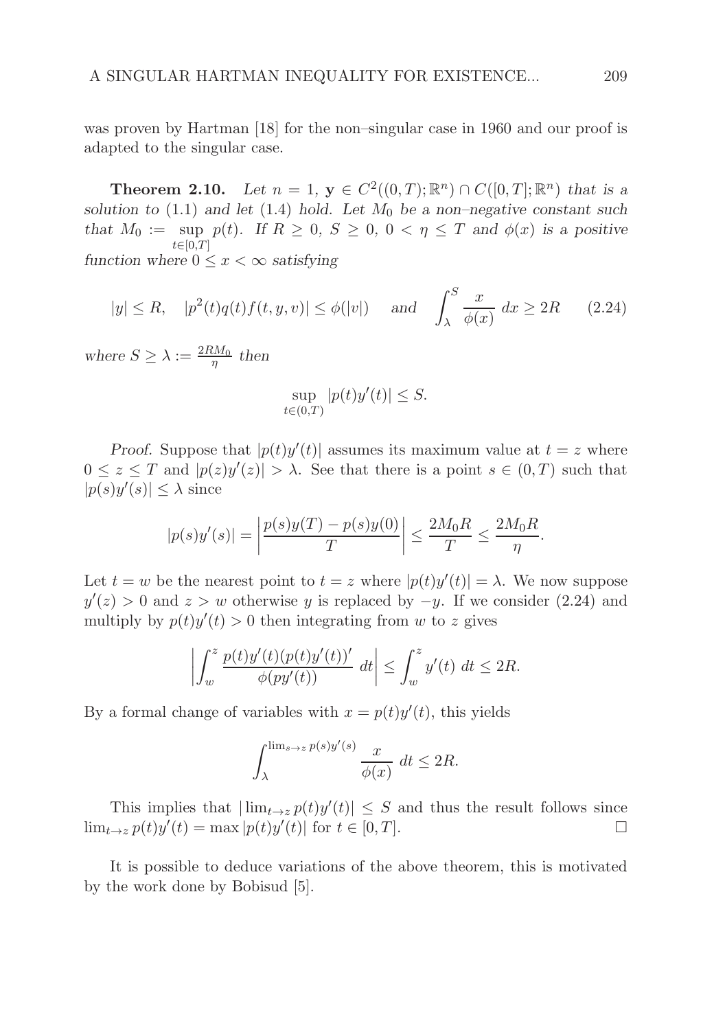was proven by Hartman [18] for the non–singular case in 1960 and our proof is adapted to the singular case.

**Theorem 2.10.** *Let $n = 1$, $\mathbf{y} \in C^2((0,T);\mathbb{R}^n) \cap C([0,T];\mathbb{R}^n)$ that is a solution to* (1.1) *and let* (1.4) *hold. Let $M_0$ be a non–negative constant such that $M_0 := \sup_{t\in[0,T]} p(t)$. If $R \geq 0$, $S \geq 0$, $0 < \eta \leq T$ and $\phi(x)$ is a positive function where $0 \leq x < \infty$ satisfying*

$$|y| \leq R, \quad |p^2(t)q(t)f(t,y,v)| \leq \phi(|v|) \quad \text{and} \quad \int_\lambda^S \frac{x}{\phi(x)}\, dx \geq 2R \tag{2.24}$$

*where $S \geq \lambda := \frac{2RM_0}{\eta}$ then*

$$\sup_{t\in(0,T)} |p(t)y'(t)| \leq S.$$

*Proof.* Suppose that $|p(t)y'(t)|$ assumes its maximum value at $t = z$ where $0 \leq z \leq T$ and $|p(z)y'(z)| > \lambda$. See that there is a point $s \in (0,T)$ such that $|p(s)y'(s)| \leq \lambda$ since

$$|p(s)y'(s)| = \left|\frac{p(s)y(T) - p(s)y(0)}{T}\right| \leq \frac{2M_0R}{T} \leq \frac{2M_0R}{\eta}.$$

Let $t = w$ be the nearest point to $t = z$ where $|p(t)y'(t)| = \lambda$. We now suppose $y'(z) > 0$ and $z > w$ otherwise $y$ is replaced by $-y$. If we consider (2.24) and multiply by $p(t)y'(t) > 0$ then integrating from $w$ to $z$ gives

$$\left|\int_w^z \frac{p(t)y'(t)(p(t)y'(t))'}{\phi(py'(t))}\, dt\right| \leq \int_w^z y'(t)\, dt \leq 2R.$$

By a formal change of variables with $x = p(t)y'(t)$, this yields

$$\int_\lambda^{\lim_{s\to z} p(s)y'(s)} \frac{x}{\phi(x)}\, dt \leq 2R.$$

This implies that $|\lim_{t\to z} p(t)y'(t)| \leq S$ and thus the result follows since $\lim_{t\to z} p(t)y'(t) = \max |p(t)y'(t)|$ for $t \in [0,T]$. □

It is possible to deduce variations of the above theorem, this is motivated by the work done by Bobisud [5].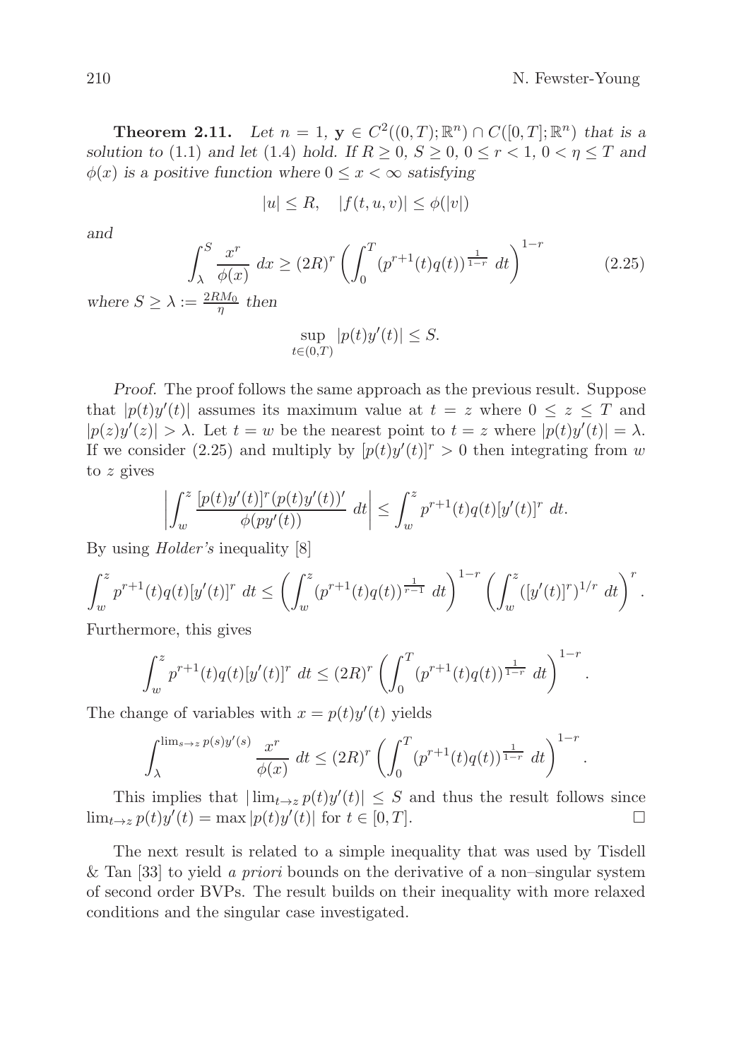**Theorem 2.11.** *Let $n = 1$, $\mathbf{y} \in C^2((0,T);\mathbb{R}^n) \cap C([0,T];\mathbb{R}^n)$ that is a solution to* (1.1) *and let* (1.4) *hold. If $R \geq 0$, $S \geq 0$, $0 \leq r < 1$, $0 < \eta \leq T$ and $\phi(x)$ is a positive function where $0 \leq x < \infty$ satisfying*

$$|u| \leq R, \quad |f(t,u,v)| \leq \phi(|v|)$$

*and*

$$\int_\lambda^S \frac{x^r}{\phi(x)}\,dx \geq (2R)^r \left(\int_0^T (p^{r+1}(t)q(t))^{\frac{1}{1-r}}\,dt\right)^{1-r} \tag{2.25}$$

*where $S \geq \lambda := \frac{2RM_0}{\eta}$ then*

$$\sup_{t\in(0,T)} |p(t)y'(t)| \leq S.$$

*Proof.* The proof follows the same approach as the previous result. Suppose that $|p(t)y'(t)|$ assumes its maximum value at $t = z$ where $0 \leq z \leq T$ and $|p(z)y'(z)| > \lambda$. Let $t = w$ be the nearest point to $t = z$ where $|p(t)y'(t)| = \lambda$. If we consider (2.25) and multiply by $[p(t)y'(t)]^r > 0$ then integrating from $w$ to $z$ gives

$$\left|\int_w^z \frac{[p(t)y'(t)]^r(p(t)y'(t))'}{\phi(py'(t))}\,dt\right| \leq \int_w^z p^{r+1}(t)q(t)[y'(t)]^r\,dt.$$

By using *Holder's* inequality [8]

$$\int_w^z p^{r+1}(t)q(t)[y'(t)]^r\,dt \leq \left(\int_w^z (p^{r+1}(t)q(t))^{\frac{1}{r-1}}\,dt\right)^{1-r}\left(\int_w^z ([y'(t)]^r)^{1/r}\,dt\right)^r.$$

Furthermore, this gives

$$\int_w^z p^{r+1}(t)q(t)[y'(t)]^r\,dt \leq (2R)^r\left(\int_0^T (p^{r+1}(t)q(t))^{\frac{1}{1-r}}\,dt\right)^{1-r}.$$

The change of variables with $x = p(t)y'(t)$ yields

$$\int_\lambda^{\lim_{s\to z} p(s)y'(s)} \frac{x^r}{\phi(x)}\,dt \leq (2R)^r\left(\int_0^T (p^{r+1}(t)q(t))^{\frac{1}{1-r}}\,dt\right)^{1-r}.$$

This implies that $|\lim_{t\to z} p(t)y'(t)| \leq S$ and thus the result follows since $\lim_{t\to z} p(t)y'(t) = \max |p(t)y'(t)|$ for $t \in [0,T]$. □

The next result is related to a simple inequality that was used by Tisdell & Tan [33] to yield *a priori* bounds on the derivative of a non–singular system of second order BVPs. The result builds on their inequality with more relaxed conditions and the singular case investigated.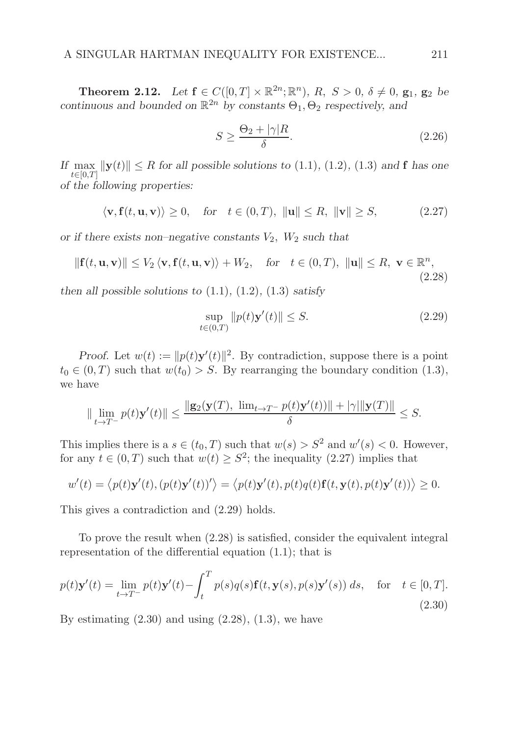**Theorem 2.12.** *Let $\mathbf{f} \in C([0,T] \times \mathbb{R}^{2n}; \mathbb{R}^n)$, $R$, $S > 0$, $\delta \neq 0$, $\mathbf{g}_1$, $\mathbf{g}_2$ be continuous and bounded on $\mathbb{R}^{2n}$ by constants $\Theta_1, \Theta_2$ respectively, and*

$$S \geq \frac{\Theta_2 + |\gamma| R}{\delta}. \tag{2.26}$$

*If $\max_{t \in [0,T]} \|\mathbf{y}(t)\| \leq R$ for all possible solutions to* (1.1), (1.2), (1.3) *and $\mathbf{f}$ has one of the following properties:*

$$\langle \mathbf{v}, \mathbf{f}(t, \mathbf{u}, \mathbf{v}) \rangle \geq 0, \quad \text{for} \quad t \in (0,T), \ \|\mathbf{u}\| \leq R, \ \|\mathbf{v}\| \geq S, \tag{2.27}$$

*or if there exists non–negative constants $V_2$, $W_2$ such that*

$$\|\mathbf{f}(t, \mathbf{u}, \mathbf{v})\| \leq V_2 \langle \mathbf{v}, \mathbf{f}(t, \mathbf{u}, \mathbf{v}) \rangle + W_2, \quad \text{for} \quad t \in (0,T), \ \|\mathbf{u}\| \leq R, \ \mathbf{v} \in \mathbb{R}^n, \tag{2.28}$$

*then all possible solutions to* (1.1), (1.2), (1.3) *satisfy*

$$\sup_{t \in (0,T)} \|p(t)\mathbf{y}'(t)\| \leq S. \tag{2.29}$$

*Proof.* Let $w(t) := \|p(t)\mathbf{y}'(t)\|^2$. By contradiction, suppose there is a point $t_0 \in (0,T)$ such that $w(t_0) > S$. By rearranging the boundary condition (1.3), we have

$$\|\lim_{t \to T^-} p(t)\mathbf{y}'(t)\| \leq \frac{\|\mathbf{g}_2(\mathbf{y}(T), \ \lim_{t \to T^-} p(t)\mathbf{y}'(t))\| + |\gamma| \|\mathbf{y}(T)\|}{\delta} \leq S.$$

This implies there is a $s \in (t_0, T)$ such that $w(s) > S^2$ and $w'(s) < 0$. However, for any $t \in (0,T)$ such that $w(t) \geq S^2$; the inequality (2.27) implies that

$$w'(t) = \langle p(t)\mathbf{y}'(t), (p(t)\mathbf{y}'(t))' \rangle = \langle p(t)\mathbf{y}'(t), p(t)q(t)\mathbf{f}(t, \mathbf{y}(t), p(t)\mathbf{y}'(t)) \rangle \geq 0.$$

This gives a contradiction and (2.29) holds.

To prove the result when (2.28) is satisfied, consider the equivalent integral representation of the differential equation (1.1); that is

$$p(t)\mathbf{y}'(t) = \lim_{t \to T^-} p(t)\mathbf{y}'(t) - \int_t^T p(s)q(s)\mathbf{f}(t, \mathbf{y}(s), p(s)\mathbf{y}'(s)) \, ds, \quad \text{for} \quad t \in [0,T]. \tag{2.30}$$

By estimating (2.30) and using (2.28), (1.3), we have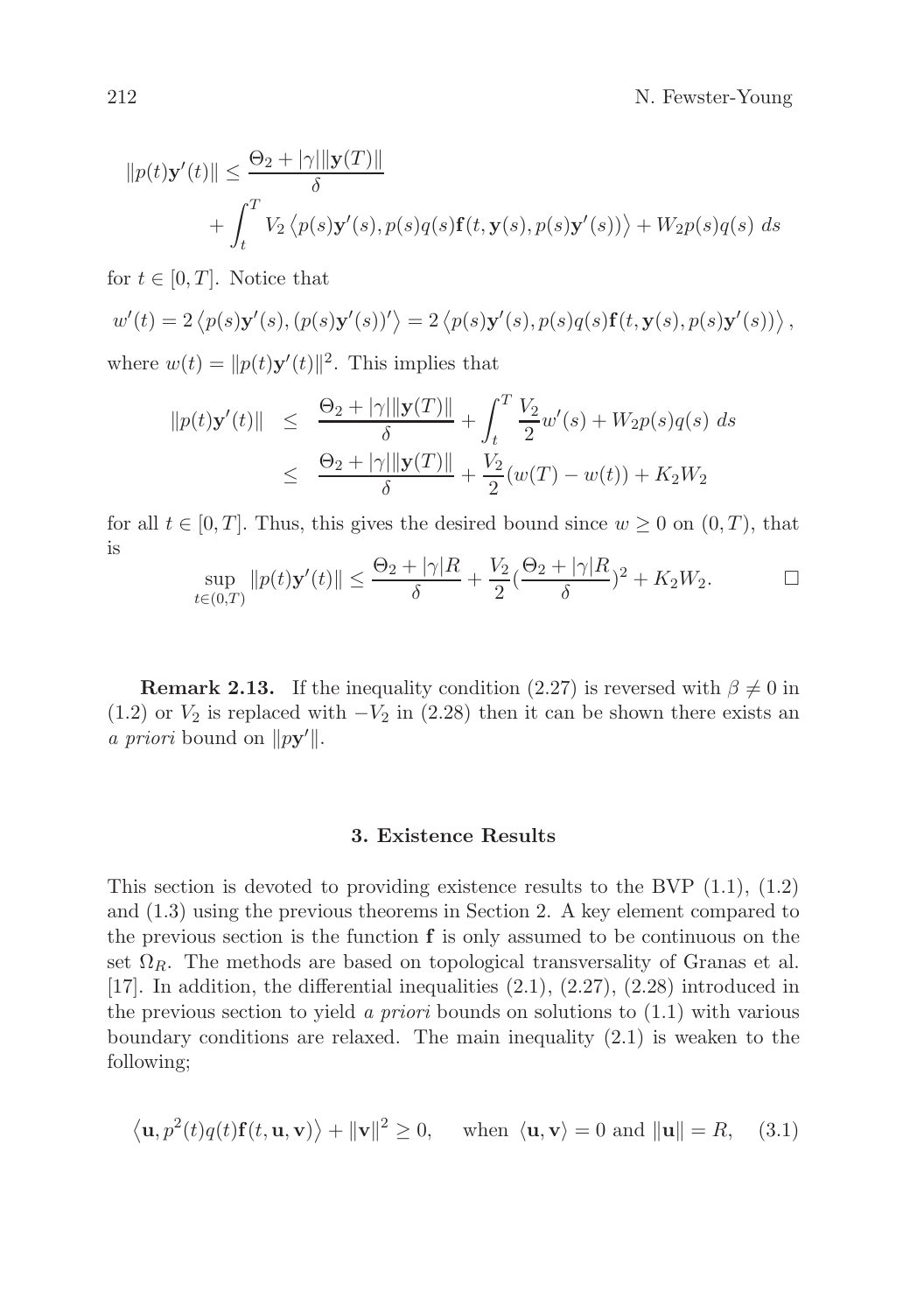$$
\begin{aligned}
\|p(t)\mathbf{y}'(t)\| \leq & \frac{\Theta_2 + |\gamma| \|\mathbf{y}(T)\|}{\delta} \\
& + \int_t^T V_2 \left\langle p(s)\mathbf{y}'(s), p(s)q(s)\mathbf{f}(t, \mathbf{y}(s), p(s)\mathbf{y}'(s)) \right\rangle + W_2 p(s)q(s) \; ds
\end{aligned}
$$

for $t \in [0, T]$. Notice that

$$
w'(t) = 2 \left\langle p(s)\mathbf{y}'(s), (p(s)\mathbf{y}'(s))' \right\rangle = 2 \left\langle p(s)\mathbf{y}'(s), p(s)q(s)\mathbf{f}(t, \mathbf{y}(s), p(s)\mathbf{y}'(s)) \right\rangle,
$$

where $w(t) = \|p(t)\mathbf{y}'(t)\|^2$. This implies that

$$
\begin{aligned}
\|p(t)\mathbf{y}'(t)\| & \leq \frac{\Theta_2 + |\gamma| \|\mathbf{y}(T)\|}{\delta} + \int_t^T \frac{V_2}{2} w'(s) + W_2 p(s)q(s) \; ds \\
& \leq \frac{\Theta_2 + |\gamma| \|\mathbf{y}(T)\|}{\delta} + \frac{V_2}{2}(w(T) - w(t)) + K_2 W_2
\end{aligned}
$$

for all $t \in [0, T]$. Thus, this gives the desired bound since $w \geq 0$ on $(0, T)$, that is

$$
\sup_{t \in (0,T)} \|p(t)\mathbf{y}'(t)\| \leq \frac{\Theta_2 + |\gamma| R}{\delta} + \frac{V_2}{2} \left(\frac{\Theta_2 + |\gamma| R}{\delta}\right)^2 + K_2 W_2. \qquad \square
$$

**Remark 2.13.** If the inequality condition (2.27) is reversed with $\beta \neq 0$ in (1.2) or $V_2$ is replaced with $-V_2$ in (2.28) then it can be shown there exists an *a priori* bound on $\|p\mathbf{y}'\|$.

## 3. Existence Results

This section is devoted to providing existence results to the BVP (1.1), (1.2) and (1.3) using the previous theorems in Section 2. A key element compared to the previous section is the function $\mathbf{f}$ is only assumed to be continuous on the set $\Omega_R$. The methods are based on topological transversality of Granas et al. [17]. In addition, the differential inequalities (2.1), (2.27), (2.28) introduced in the previous section to yield *a priori* bounds on solutions to (1.1) with various boundary conditions are relaxed. The main inequality (2.1) is weaken to the following;

$$
\left\langle \mathbf{u}, p^2(t)q(t)\mathbf{f}(t, \mathbf{u}, \mathbf{v}) \right\rangle + \|\mathbf{v}\|^2 \geq 0, \quad \text{when } \langle \mathbf{u}, \mathbf{v} \rangle = 0 \text{ and } \|\mathbf{u}\| = R, \quad (3.1)
$$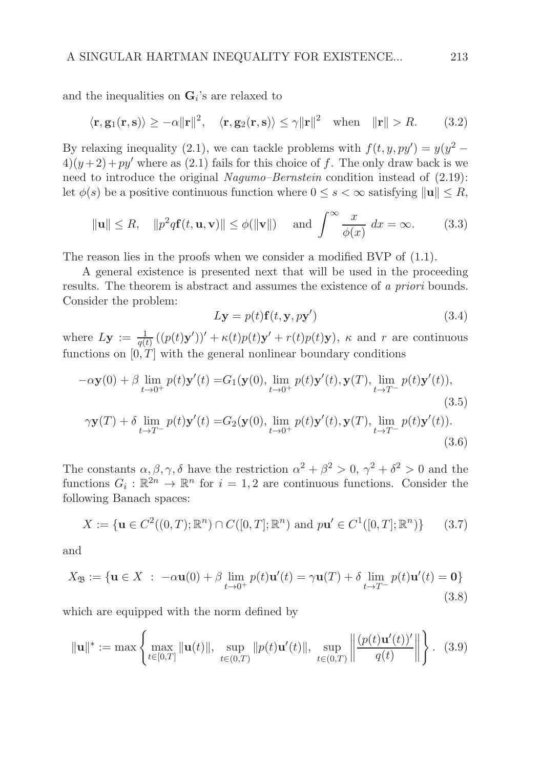and the inequalities on $\mathbf{G}_i$'s are relaxed to

$$\langle \mathbf{r}, \mathbf{g}_1(\mathbf{r}, \mathbf{s}) \rangle \geq -\alpha \|\mathbf{r}\|^2, \quad \langle \mathbf{r}, \mathbf{g}_2(\mathbf{r}, \mathbf{s}) \rangle \leq \gamma \|\mathbf{r}\|^2 \quad \text{when} \quad \|\mathbf{r}\| > R. \tag{3.2}$$

By relaxing inequality (2.1), we can tackle problems with $f(t, y, py') = y(y^2 - 4)(y+2) + py'$ where as (2.1) fails for this choice of $f$. The only draw back is we need to introduce the original *Nagumo–Bernstein* condition instead of (2.19): let $\phi(s)$ be a positive continuous function where $0 \leq s < \infty$ satisfying $\|\mathbf{u}\| \leq R$,

$$\|\mathbf{u}\| \leq R, \quad \|p^2 q \mathbf{f}(t, \mathbf{u}, \mathbf{v})\| \leq \phi(\|\mathbf{v}\|) \quad \text{and} \int^{\infty} \frac{x}{\phi(x)}\, dx = \infty. \tag{3.3}$$

The reason lies in the proofs when we consider a modified BVP of (1.1).

A general existence is presented next that will be used in the proceeding results. The theorem is abstract and assumes the existence of *a priori* bounds. Consider the problem:

$$L\mathbf{y} = p(t)\mathbf{f}(t, \mathbf{y}, p\mathbf{y}') \tag{3.4}$$

where $L\mathbf{y} := \frac{1}{q(t)}\left((p(t)\mathbf{y}')\right)' + \kappa(t)p(t)\mathbf{y}' + r(t)p(t)\mathbf{y}$), $\kappa$ and $r$ are continuous functions on $[0, T]$ with the general nonlinear boundary conditions

$$-\alpha \mathbf{y}(0) + \beta \lim_{t \to 0^+} p(t)\mathbf{y}'(t) = G_1(\mathbf{y}(0), \lim_{t \to 0^+} p(t)\mathbf{y}'(t), \mathbf{y}(T), \lim_{t \to T^-} p(t)\mathbf{y}'(t)), \tag{3.5}$$

$$\gamma \mathbf{y}(T) + \delta \lim_{t \to T^-} p(t)\mathbf{y}'(t) = G_2(\mathbf{y}(0), \lim_{t \to 0^+} p(t)\mathbf{y}'(t), \mathbf{y}(T), \lim_{t \to T^-} p(t)\mathbf{y}'(t)). \tag{3.6}$$

The constants $\alpha, \beta, \gamma, \delta$ have the restriction $\alpha^2 + \beta^2 > 0$, $\gamma^2 + \delta^2 > 0$ and the functions $G_i : \mathbb{R}^{2n} \to \mathbb{R}^n$ for $i = 1, 2$ are continuous functions. Consider the following Banach spaces:

$$X := \{\mathbf{u} \in C^2((0, T); \mathbb{R}^n) \cap C([0, T]; \mathbb{R}^n) \text{ and } p\mathbf{u}' \in C^1([0, T]; \mathbb{R}^n)\} \tag{3.7}$$

and

$$X_{\mathfrak{B}} := \{\mathbf{u} \in X \ : \ -\alpha \mathbf{u}(0) + \beta \lim_{t \to 0^+} p(t)\mathbf{u}'(t) = \gamma \mathbf{u}(T) + \delta \lim_{t \to T^-} p(t)\mathbf{u}'(t) = \mathbf{0}\} \tag{3.8}$$

which are equipped with the norm defined by

$$\|\mathbf{u}\|^* := \max\left\{\max_{t \in [0,T]} \|\mathbf{u}(t)\|, \ \sup_{t \in (0,T)} \|p(t)\mathbf{u}'(t)\|, \ \sup_{t \in (0,T)} \left\|\frac{(p(t)\mathbf{u}'(t))'}{q(t)}\right\|\right\}. \tag{3.9}$$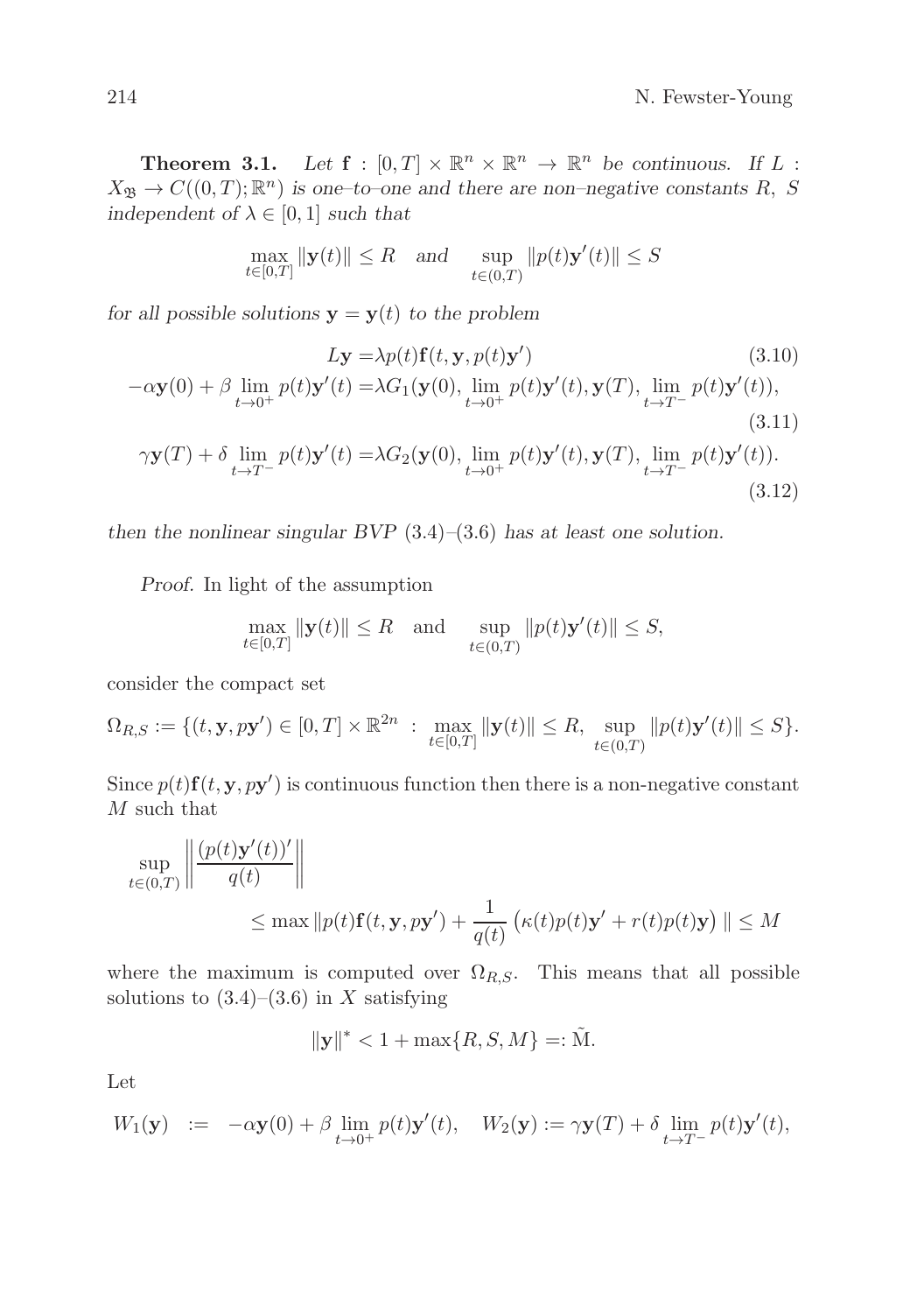**Theorem 3.1.** *Let $\mathbf{f} : [0,T] \times \mathbb{R}^n \times \mathbb{R}^n \to \mathbb{R}^n$ be continuous. If $L : X_{\mathfrak{B}} \to C((0,T);\mathbb{R}^n)$ is one–to–one and there are non–negative constants $R$, $S$ independent of $\lambda \in [0,1]$ such that*

$$\max_{t\in[0,T]} \|\mathbf{y}(t)\| \leq R \quad \textit{and} \quad \sup_{t\in(0,T)} \|p(t)\mathbf{y}'(t)\| \leq S$$

*for all possible solutions $\mathbf{y} = \mathbf{y}(t)$ to the problem*

$$L\mathbf{y} = \lambda p(t)\mathbf{f}(t, \mathbf{y}, p(t)\mathbf{y}') \tag{3.10}$$

$$-\alpha\mathbf{y}(0) + \beta \lim_{t\to 0^+} p(t)\mathbf{y}'(t) = \lambda G_1(\mathbf{y}(0), \lim_{t\to 0^+} p(t)\mathbf{y}'(t), \mathbf{y}(T), \lim_{t\to T^-} p(t)\mathbf{y}'(t)), \tag{3.11}$$

$$\gamma\mathbf{y}(T) + \delta \lim_{t\to T^-} p(t)\mathbf{y}'(t) = \lambda G_2(\mathbf{y}(0), \lim_{t\to 0^+} p(t)\mathbf{y}'(t), \mathbf{y}(T), \lim_{t\to T^-} p(t)\mathbf{y}'(t)). \tag{3.12}$$

*then the nonlinear singular BVP (3.4)–(3.6) has at least one solution.*

*Proof.* In light of the assumption

$$\max_{t\in[0,T]} \|\mathbf{y}(t)\| \leq R \quad \text{and} \quad \sup_{t\in(0,T)} \|p(t)\mathbf{y}'(t)\| \leq S,$$

consider the compact set

$$\Omega_{R,S} := \{(t, \mathbf{y}, p\mathbf{y}') \in [0,T] \times \mathbb{R}^{2n} \ : \ \max_{t\in[0,T]} \|\mathbf{y}(t)\| \leq R, \ \sup_{t\in(0,T)} \|p(t)\mathbf{y}'(t)\| \leq S\}.$$

Since $p(t)\mathbf{f}(t, \mathbf{y}, p\mathbf{y}')$ is continuous function then there is a non-negative constant $M$ such that

$$\sup_{t\in(0,T)} \left\| \frac{(p(t)\mathbf{y}'(t))'}{q(t)} \right\| \leq \max \left\| p(t)\mathbf{f}(t, \mathbf{y}, p\mathbf{y}') + \frac{1}{q(t)} \left( \kappa(t)p(t)\mathbf{y}' + r(t)p(t)\mathbf{y} \right) \right\| \leq M$$

where the maximum is computed over $\Omega_{R,S}$. This means that all possible solutions to (3.4)–(3.6) in $X$ satisfying

$$\|\mathbf{y}\|^* < 1 + \max\{R, S, M\} =: \tilde{\mathrm{M}}.$$

Let

$$W_1(\mathbf{y}) \ := \ -\alpha\mathbf{y}(0) + \beta \lim_{t\to 0^+} p(t)\mathbf{y}'(t), \quad W_2(\mathbf{y}) := \gamma\mathbf{y}(T) + \delta \lim_{t\to T^-} p(t)\mathbf{y}'(t),$$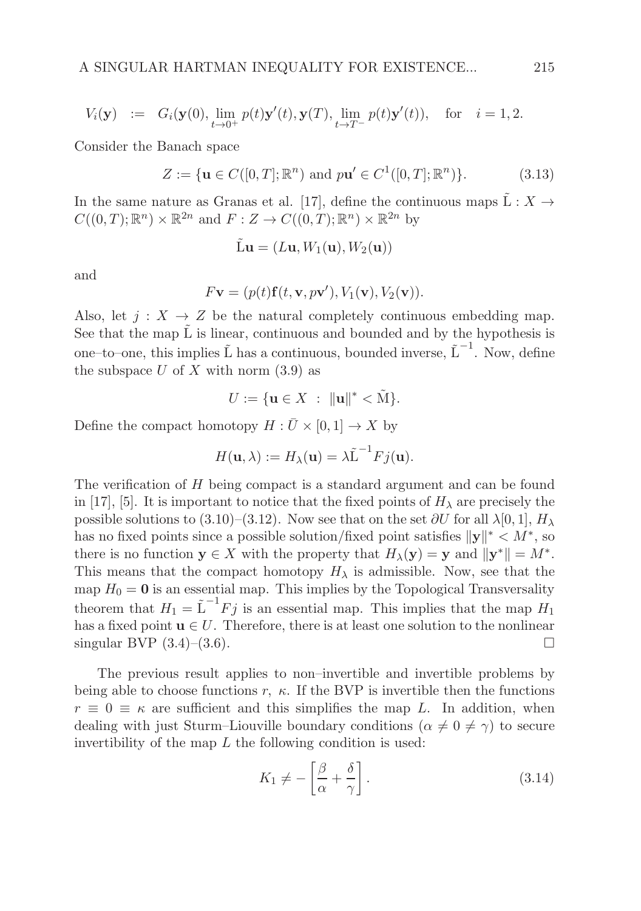$$V_i(\mathbf{y}) \;\;:=\;\; G_i(\mathbf{y}(0), \lim_{t\to 0^+} p(t)\mathbf{y}'(t), \mathbf{y}(T), \lim_{t\to T^-} p(t)\mathbf{y}'(t)), \quad \text{for} \quad i = 1, 2.$$

Consider the Banach space

$$Z := \{\mathbf{u} \in C([0, T]; \mathbb{R}^n) \text{ and } p\mathbf{u}' \in C^1([0, T]; \mathbb{R}^n)\}. \tag{3.13}$$

In the same nature as Granas et al. [17], define the continuous maps $\tilde{\mathrm{L}} : X \to C((0, T); \mathbb{R}^n) \times \mathbb{R}^{2n}$ and $F : Z \to C((0, T); \mathbb{R}^n) \times \mathbb{R}^{2n}$ by

$$\tilde{\mathrm{L}}\mathbf{u} = (L\mathbf{u}, W_1(\mathbf{u}), W_2(\mathbf{u}))$$

and

$$F\mathbf{v} = (p(t)\mathbf{f}(t, \mathbf{v}, p\mathbf{v}'), V_1(\mathbf{v}), V_2(\mathbf{v})).$$

Also, let $j : X \to Z$ be the natural completely continuous embedding map. See that the map $\tilde{\mathrm{L}}$ is linear, continuous and bounded and by the hypothesis is one–to–one, this implies $\tilde{\mathrm{L}}$ has a continuous, bounded inverse, $\tilde{\mathrm{L}}^{-1}$. Now, define the subspace $U$ of $X$ with norm (3.9) as

$$U := \{\mathbf{u} \in X \;\; : \;\; \|\mathbf{u}\|^* < \tilde{\mathrm{M}}\}.$$

Define the compact homotopy $H : \bar{U} \times [0, 1] \to X$ by

$$H(\mathbf{u}, \lambda) := H_\lambda(\mathbf{u}) = \lambda \tilde{\mathrm{L}}^{-1} F j(\mathbf{u}).$$

The verification of $H$ being compact is a standard argument and can be found in [17], [5]. It is important to notice that the fixed points of $H_\lambda$ are precisely the possible solutions to (3.10)–(3.12). Now see that on the set $\partial U$ for all $\lambda[0, 1]$, $H_\lambda$ has no fixed points since a possible solution/fixed point satisfies $\|\mathbf{y}\|^* < M^*$, so there is no function $\mathbf{y} \in X$ with the property that $H_\lambda(\mathbf{y}) = \mathbf{y}$ and $\|\mathbf{y}^*\| = M^*$. This means that the compact homotopy $H_\lambda$ is admissible. Now, see that the map $H_0 = \mathbf{0}$ is an essential map. This implies by the Topological Transversality theorem that $H_1 = \tilde{\mathrm{L}}^{-1} F j$ is an essential map. This implies that the map $H_1$ has a fixed point $\mathbf{u} \in U$. Therefore, there is at least one solution to the nonlinear singular BVP (3.4)–(3.6). □

The previous result applies to non–invertible and invertible problems by being able to choose functions $r$, $\kappa$. If the BVP is invertible then the functions $r \equiv 0 \equiv \kappa$ are sufficient and this simplifies the map $L$. In addition, when dealing with just Sturm–Liouville boundary conditions ($\alpha \neq 0 \neq \gamma$) to secure invertibility of the map $L$ the following condition is used:

$$K_1 \neq -\left[\frac{\beta}{\alpha} + \frac{\delta}{\gamma}\right]. \tag{3.14}$$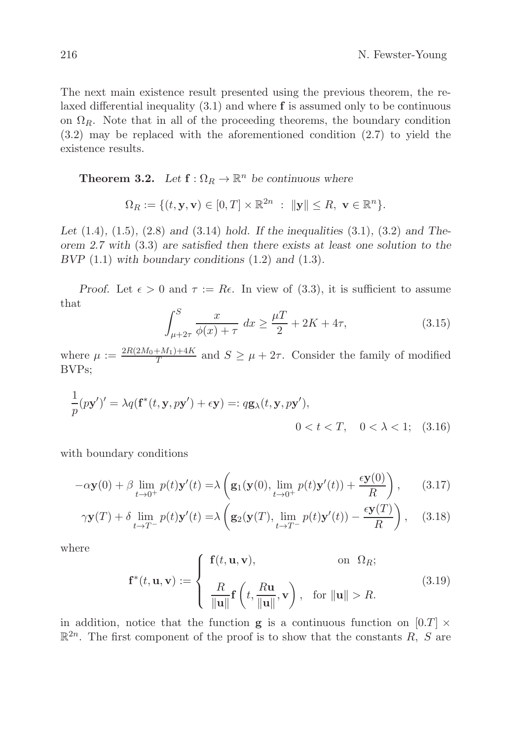The next main existence result presented using the previous theorem, the relaxed differential inequality (3.1) and where $\mathbf{f}$ is assumed only to be continuous on $\Omega_R$. Note that in all of the proceeding theorems, the boundary condition (3.2) may be replaced with the aforementioned condition (2.7) to yield the existence results.

**Theorem 3.2.** *Let $\mathbf{f} : \Omega_R \to \mathbb{R}^n$ be continuous where*

$$\Omega_R := \{(t, \mathbf{y}, \mathbf{v}) \in [0, T] \times \mathbb{R}^{2n} \ : \ \|\mathbf{y}\| \leq R, \ \mathbf{v} \in \mathbb{R}^n\}.$$

*Let* (1.4)*,* (1.5)*,* (2.8) *and* (3.14) *hold. If the inequalities* (3.1)*,* (3.2) *and Theorem 2.7 with* (3.3) *are satisfied then there exists at least one solution to the BVP* (1.1) *with boundary conditions* (1.2) *and* (1.3)*.*

*Proof.* Let $\epsilon > 0$ and $\tau := R\epsilon$. In view of (3.3), it is sufficient to assume that

$$\int_{\mu+2\tau}^{S} \frac{x}{\phi(x) + \tau} \, dx \geq \frac{\mu T}{2} + 2K + 4\tau, \tag{3.15}$$

where $\mu := \frac{2R(2M_0+M_1)+4K}{T}$ and $S \geq \mu + 2\tau$. Consider the family of modified BVPs;

$$\frac{1}{p}(p\mathbf{y}')' = \lambda q(\mathbf{f}^*(t, \mathbf{y}, p\mathbf{y}') + \epsilon\mathbf{y}) =: q\mathbf{g}_\lambda(t, \mathbf{y}, p\mathbf{y}'), \qquad 0 < t < T, \quad 0 < \lambda < 1; \tag{3.16}$$

with boundary conditions

$$-\alpha\mathbf{y}(0) + \beta \lim_{t\to 0^+} p(t)\mathbf{y}'(t) = \lambda\left(\mathbf{g}_1(\mathbf{y}(0), \lim_{t\to 0^+} p(t)\mathbf{y}'(t)) + \frac{\epsilon\mathbf{y}(0)}{R}\right), \tag{3.17}$$

$$\gamma\mathbf{y}(T) + \delta \lim_{t\to T^-} p(t)\mathbf{y}'(t) = \lambda\left(\mathbf{g}_2(\mathbf{y}(T), \lim_{t\to T^-} p(t)\mathbf{y}'(t)) - \frac{\epsilon\mathbf{y}(T)}{R}\right), \tag{3.18}$$

where

$$\mathbf{f}^*(t, \mathbf{u}, \mathbf{v}) := \begin{cases} \mathbf{f}(t, \mathbf{u}, \mathbf{v}), & \text{on } \ \Omega_R; \\[2ex] \dfrac{R}{\|\mathbf{u}\|}\mathbf{f}\left(t, \dfrac{R\mathbf{u}}{\|\mathbf{u}\|}, \mathbf{v}\right), & \text{for } \|\mathbf{u}\| > R. \end{cases} \tag{3.19}$$

in addition, notice that the function $\mathbf{g}$ is a continuous function on $[0.T] \times \mathbb{R}^{2n}$. The first component of the proof is to show that the constants $R$, $S$ are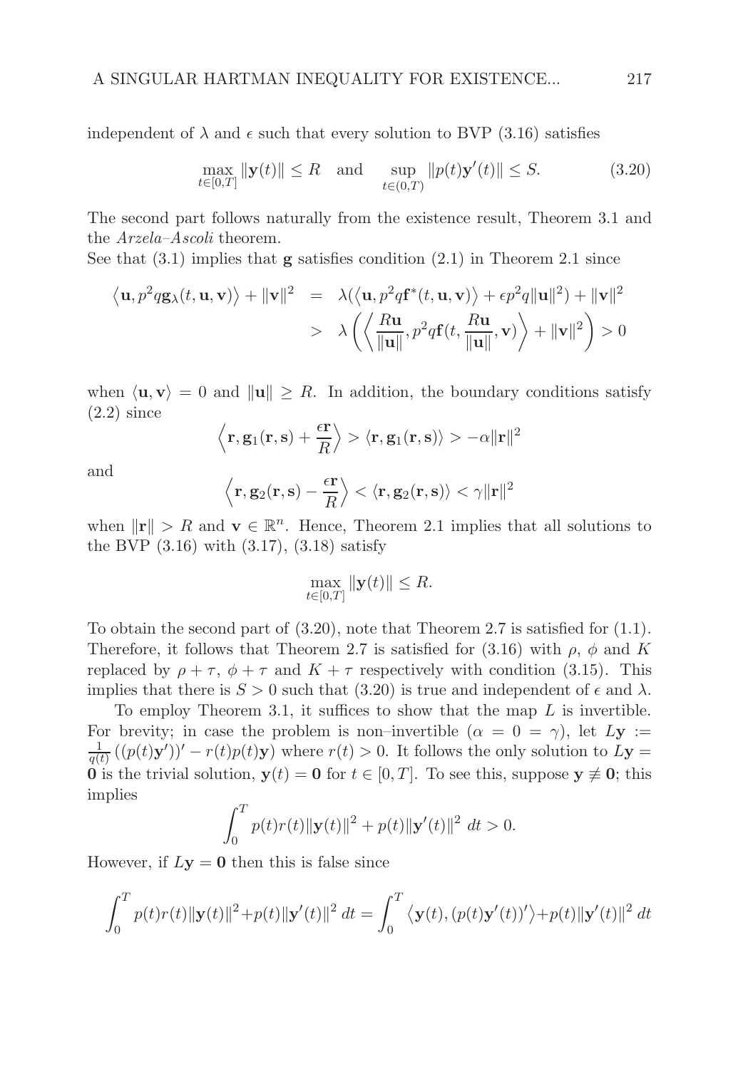independent of $\lambda$ and $\epsilon$ such that every solution to BVP (3.16) satisfies

$$\max_{t\in[0,T]} \|\mathbf{y}(t)\| \leq R \quad \text{and} \quad \sup_{t\in(0,T)} \|p(t)\mathbf{y}'(t)\| \leq S. \tag{3.20}$$

The second part follows naturally from the existence result, Theorem 3.1 and the *Arzela–Ascoli* theorem.
See that (3.1) implies that $\mathbf{g}$ satisfies condition (2.1) in Theorem 2.1 since

$$\begin{aligned}
\left\langle \mathbf{u}, p^2 q \mathbf{g}_\lambda(t, \mathbf{u}, \mathbf{v}) \right\rangle + \|\mathbf{v}\|^2 &= \lambda(\left\langle \mathbf{u}, p^2 q \mathbf{f}^*(t, \mathbf{u}, \mathbf{v}) \right\rangle + \epsilon p^2 q \|\mathbf{u}\|^2) + \|\mathbf{v}\|^2 \\
&> \lambda \left( \left\langle \frac{R\mathbf{u}}{\|\mathbf{u}\|}, p^2 q \mathbf{f}(t, \frac{R\mathbf{u}}{\|\mathbf{u}\|}, \mathbf{v}) \right\rangle + \|\mathbf{v}\|^2 \right) > 0
\end{aligned}$$

when $\langle \mathbf{u}, \mathbf{v} \rangle = 0$ and $\|\mathbf{u}\| \geq R$. In addition, the boundary conditions satisfy (2.2) since

$$\left\langle \mathbf{r}, \mathbf{g}_1(\mathbf{r}, \mathbf{s}) + \frac{\epsilon \mathbf{r}}{R} \right\rangle > \langle \mathbf{r}, \mathbf{g}_1(\mathbf{r}, \mathbf{s}) \rangle > -\alpha \|\mathbf{r}\|^2$$

and

$$\left\langle \mathbf{r}, \mathbf{g}_2(\mathbf{r}, \mathbf{s}) - \frac{\epsilon \mathbf{r}}{R} \right\rangle < \langle \mathbf{r}, \mathbf{g}_2(\mathbf{r}, \mathbf{s}) \rangle < \gamma \|\mathbf{r}\|^2$$

when $\|\mathbf{r}\| > R$ and $\mathbf{v} \in \mathbb{R}^n$. Hence, Theorem 2.1 implies that all solutions to the BVP (3.16) with (3.17), (3.18) satisfy

$$\max_{t\in[0,T]} \|\mathbf{y}(t)\| \leq R.$$

To obtain the second part of (3.20), note that Theorem 2.7 is satisfied for (1.1). Therefore, it follows that Theorem 2.7 is satisfied for (3.16) with $\rho$, $\phi$ and $K$ replaced by $\rho + \tau$, $\phi + \tau$ and $K + \tau$ respectively with condition (3.15). This implies that there is $S > 0$ such that (3.20) is true and independent of $\epsilon$ and $\lambda$.

To employ Theorem 3.1, it suffices to show that the map $L$ is invertible. For brevity; in case the problem is non–invertible ($\alpha = 0 = \gamma$), let $L\mathbf{y} := \frac{1}{q(t)} \left( (p(t)\mathbf{y}')\right)' - r(t)p(t)\mathbf{y})$ where $r(t) > 0$. It follows the only solution to $L\mathbf{y} = \mathbf{0}$ is the trivial solution, $\mathbf{y}(t) = \mathbf{0}$ for $t \in [0, T]$. To see this, suppose $\mathbf{y} \not\equiv \mathbf{0}$; this implies

$$\int_0^T p(t)r(t)\|\mathbf{y}(t)\|^2 + p(t)\|\mathbf{y}'(t)\|^2 \; dt > 0.$$

However, if $L\mathbf{y} = \mathbf{0}$ then this is false since

$$\int_0^T p(t)r(t)\|\mathbf{y}(t)\|^2 + p(t)\|\mathbf{y}'(t)\|^2 \; dt = \int_0^T \left\langle \mathbf{y}(t), (p(t)\mathbf{y}'(t))' \right\rangle + p(t)\|\mathbf{y}'(t)\|^2 \; dt$$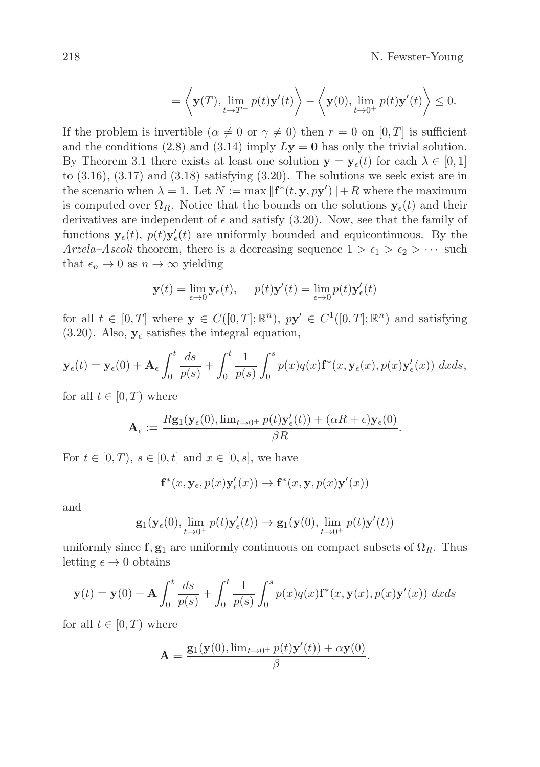$$= \left\langle \mathbf{y}(T), \lim_{t\to T^-} p(t)\mathbf{y}'(t) \right\rangle - \left\langle \mathbf{y}(0), \lim_{t\to 0^+} p(t)\mathbf{y}'(t) \right\rangle \le 0.$$

If the problem is invertible ($\alpha \neq 0$ or $\gamma \neq 0$) then $r = 0$ on $[0, T]$ is sufficient and the conditions (2.8) and (3.14) imply $L\mathbf{y} = \mathbf{0}$ has only the trivial solution. By Theorem 3.1 there exists at least one solution $\mathbf{y} = \mathbf{y}_\epsilon(t)$ for each $\lambda \in [0, 1]$ to (3.16), (3.17) and (3.18) satisfying (3.20). The solutions we seek exist are in the scenario when $\lambda = 1$. Let $N := \max \|\mathbf{f}^*(t, \mathbf{y}, p\mathbf{y}')\| + R$ where the maximum is computed over $\Omega_R$. Notice that the bounds on the solutions $\mathbf{y}_\epsilon(t)$ and their derivatives are independent of $\epsilon$ and satisfy (3.20). Now, see that the family of functions $\mathbf{y}_\epsilon(t)$, $p(t)\mathbf{y}'_\epsilon(t)$ are uniformly bounded and equicontinuous. By the *Arzela–Ascoli* theorem, there is a decreasing sequence $1 > \epsilon_1 > \epsilon_2 > \cdots$ such that $\epsilon_n \to 0$ as $n \to \infty$ yielding

$$\mathbf{y}(t) = \lim_{\epsilon\to 0} \mathbf{y}_\epsilon(t), \qquad p(t)\mathbf{y}'(t) = \lim_{\epsilon\to 0} p(t)\mathbf{y}'_\epsilon(t)$$

for all $t \in [0, T]$ where $\mathbf{y} \in C([0, T]; \mathbb{R}^n)$, $p\mathbf{y}' \in C^1([0, T]; \mathbb{R}^n)$ and satisfying (3.20). Also, $\mathbf{y}_\epsilon$ satisfies the integral equation,

$$\mathbf{y}_\epsilon(t) = \mathbf{y}_\epsilon(0) + \mathbf{A}_\epsilon \int_0^t \frac{ds}{p(s)} + \int_0^t \frac{1}{p(s)} \int_0^s p(x)q(x)\mathbf{f}^*(x, \mathbf{y}_\epsilon(x), p(x)\mathbf{y}'_\epsilon(x))\ dxds,$$

for all $t \in [0, T)$ where

$$\mathbf{A}_\epsilon := \frac{R\mathbf{g}_1(\mathbf{y}_\epsilon(0), \lim_{t\to 0^+} p(t)\mathbf{y}'_\epsilon(t)) + (\alpha R + \epsilon)\mathbf{y}_\epsilon(0)}{\beta R}.$$

For $t \in [0, T)$, $s \in [0, t]$ and $x \in [0, s]$, we have

$$\mathbf{f}^*(x, \mathbf{y}_\epsilon, p(x)\mathbf{y}'_\epsilon(x)) \to \mathbf{f}^*(x, \mathbf{y}, p(x)\mathbf{y}'(x))$$

and

$$\mathbf{g}_1(\mathbf{y}_\epsilon(0), \lim_{t\to 0^+} p(t)\mathbf{y}'_\epsilon(t)) \to \mathbf{g}_1(\mathbf{y}(0), \lim_{t\to 0^+} p(t)\mathbf{y}'(t))$$

uniformly since $\mathbf{f}, \mathbf{g}_1$ are uniformly continuous on compact subsets of $\Omega_R$. Thus letting $\epsilon \to 0$ obtains

$$\mathbf{y}(t) = \mathbf{y}(0) + \mathbf{A} \int_0^t \frac{ds}{p(s)} + \int_0^t \frac{1}{p(s)} \int_0^s p(x)q(x)\mathbf{f}^*(x, \mathbf{y}(x), p(x)\mathbf{y}'(x))\ dxds$$

for all $t \in [0, T)$ where

$$\mathbf{A} = \frac{\mathbf{g}_1(\mathbf{y}(0), \lim_{t\to 0^+} p(t)\mathbf{y}'(t)) + \alpha\mathbf{y}(0)}{\beta}.$$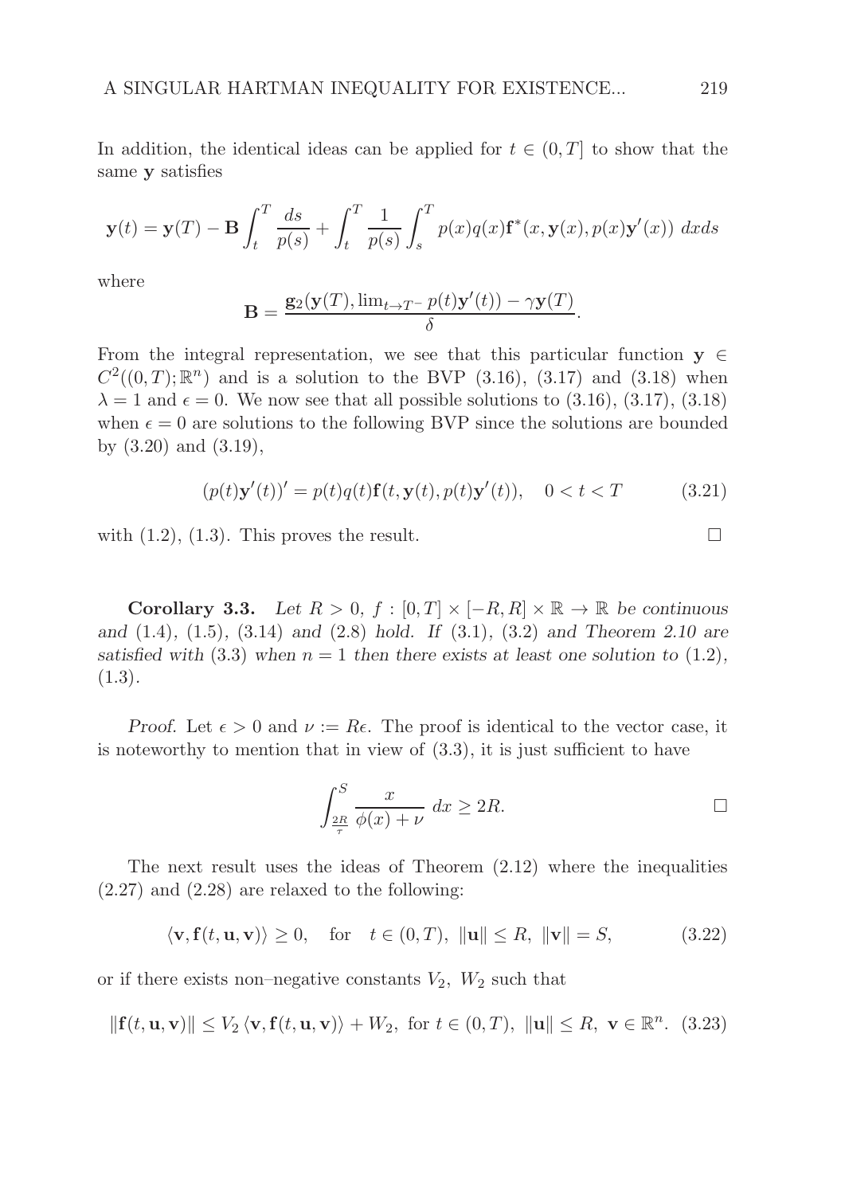In addition, the identical ideas can be applied for $t \in (0, T]$ to show that the same $\mathbf{y}$ satisfies

$$\mathbf{y}(t) = \mathbf{y}(T) - \mathbf{B} \int_t^T \frac{ds}{p(s)} + \int_t^T \frac{1}{p(s)} \int_s^T p(x)q(x)\mathbf{f}^*(x, \mathbf{y}(x), p(x)\mathbf{y}'(x)) \, dxds$$

where

$$\mathbf{B} = \frac{\mathbf{g}_2(\mathbf{y}(T), \lim_{t \to T^-} p(t)\mathbf{y}'(t)) - \gamma \mathbf{y}(T)}{\delta}.$$

From the integral representation, we see that this particular function $\mathbf{y} \in C^2((0, T); \mathbb{R}^n)$ and is a solution to the BVP (3.16), (3.17) and (3.18) when $\lambda = 1$ and $\epsilon = 0$. We now see that all possible solutions to (3.16), (3.17), (3.18) when $\epsilon = 0$ are solutions to the following BVP since the solutions are bounded by (3.20) and (3.19),

$$(p(t)\mathbf{y}'(t))' = p(t)q(t)\mathbf{f}(t, \mathbf{y}(t), p(t)\mathbf{y}'(t)), \quad 0 < t < T \tag{3.21}$$

with (1.2), (1.3). This proves the result. $\square$

**Corollary 3.3.** *Let $R > 0$, $f : [0, T] \times [-R, R] \times \mathbb{R} \to \mathbb{R}$ be continuous and* (1.4), (1.5), (3.14) *and* (2.8) *hold. If* (3.1), (3.2) *and Theorem 2.10 are satisfied with* (3.3) *when $n = 1$ then there exists at least one solution to* (1.2), (1.3).

*Proof.* Let $\epsilon > 0$ and $\nu := R\epsilon$. The proof is identical to the vector case, it is noteworthy to mention that in view of (3.3), it is just sufficient to have

$$\int_{\frac{2R}{\tau}}^S \frac{x}{\phi(x) + \nu} \, dx \geq 2R. \qquad \square$$

The next result uses the ideas of Theorem (2.12) where the inequalities (2.27) and (2.28) are relaxed to the following:

$$\langle \mathbf{v}, \mathbf{f}(t, \mathbf{u}, \mathbf{v}) \rangle \geq 0, \quad \text{for} \quad t \in (0, T), \ \|\mathbf{u}\| \leq R, \ \|\mathbf{v}\| = S, \tag{3.22}$$

or if there exists non–negative constants $V_2$, $W_2$ such that

$$\|\mathbf{f}(t, \mathbf{u}, \mathbf{v})\| \leq V_2 \langle \mathbf{v}, \mathbf{f}(t, \mathbf{u}, \mathbf{v}) \rangle + W_2, \text{ for } t \in (0, T), \ \|\mathbf{u}\| \leq R, \ \mathbf{v} \in \mathbb{R}^n. \tag{3.23}$$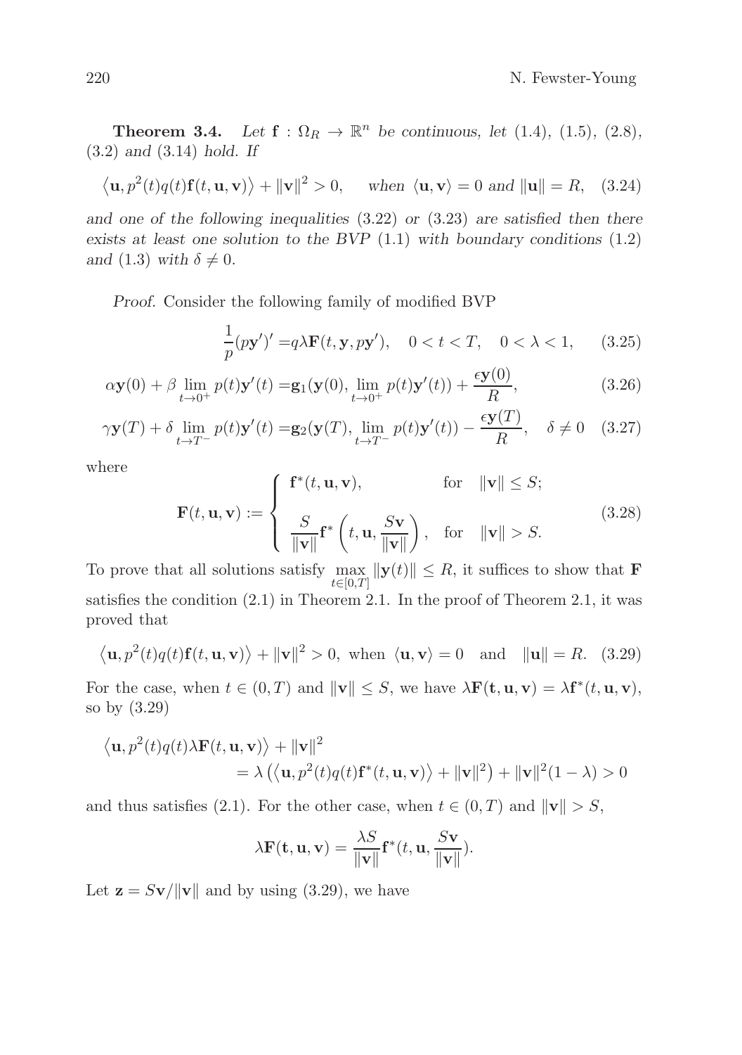**Theorem 3.4.** *Let $\mathbf{f} : \Omega_R \to \mathbb{R}^n$ be continuous, let* (1.4), (1.5), (2.8), (3.2) *and* (3.14) *hold. If*

$$\left\langle \mathbf{u}, p^2(t)q(t)\mathbf{f}(t,\mathbf{u},\mathbf{v}) \right\rangle + \|\mathbf{v}\|^2 > 0, \quad \textit{when } \langle \mathbf{u}, \mathbf{v} \rangle = 0 \textit{ and } \|\mathbf{u}\| = R, \quad (3.24)$$

*and one of the following inequalities* (3.22) *or* (3.23) *are satisfied then there exists at least one solution to the BVP* (1.1) *with boundary conditions* (1.2) *and* (1.3) *with* $\delta \neq 0$.

*Proof.* Consider the following family of modified BVP

$$\frac{1}{p}(p\mathbf{y}')' = q\lambda \mathbf{F}(t, \mathbf{y}, p\mathbf{y}'), \quad 0 < t < T, \quad 0 < \lambda < 1, \quad (3.25)$$

$$\alpha \mathbf{y}(0) + \beta \lim_{t \to 0^+} p(t)\mathbf{y}'(t) = \mathbf{g}_1(\mathbf{y}(0), \lim_{t \to 0^+} p(t)\mathbf{y}'(t)) + \frac{\epsilon \mathbf{y}(0)}{R}, \quad (3.26)$$

$$\gamma \mathbf{y}(T) + \delta \lim_{t \to T^-} p(t)\mathbf{y}'(t) = \mathbf{g}_2(\mathbf{y}(T), \lim_{t \to T^-} p(t)\mathbf{y}'(t)) - \frac{\epsilon \mathbf{y}(T)}{R}, \quad \delta \neq 0 \quad (3.27)$$

where

$$\mathbf{F}(t, \mathbf{u}, \mathbf{v}) := \begin{cases} \mathbf{f}^*(t, \mathbf{u}, \mathbf{v}), & \text{for} \quad \|\mathbf{v}\| \leq S; \\[2ex] \dfrac{S}{\|\mathbf{v}\|}\mathbf{f}^*\left(t, \mathbf{u}, \dfrac{S\mathbf{v}}{\|\mathbf{v}\|}\right), & \text{for} \quad \|\mathbf{v}\| > S. \end{cases} \quad (3.28)$$

To prove that all solutions satisfy $\max\limits_{t \in [0,T]} \|\mathbf{y}(t)\| \leq R$, it suffices to show that $\mathbf{F}$ satisfies the condition (2.1) in Theorem 2.1. In the proof of Theorem 2.1, it was proved that

$$\left\langle \mathbf{u}, p^2(t)q(t)\mathbf{f}(t,\mathbf{u},\mathbf{v}) \right\rangle + \|\mathbf{v}\|^2 > 0, \text{ when } \langle \mathbf{u}, \mathbf{v} \rangle = 0 \quad \text{and} \quad \|\mathbf{u}\| = R. \quad (3.29)$$

For the case, when $t \in (0, T)$ and $\|\mathbf{v}\| \leq S$, we have $\lambda \mathbf{F}(\mathbf{t}, \mathbf{u}, \mathbf{v}) = \lambda \mathbf{f}^*(t, \mathbf{u}, \mathbf{v})$, so by (3.29)

$$\begin{aligned} &\left\langle \mathbf{u}, p^2(t)q(t)\lambda \mathbf{F}(t,\mathbf{u},\mathbf{v}) \right\rangle + \|\mathbf{v}\|^2 \\ &\qquad = \lambda \left( \left\langle \mathbf{u}, p^2(t)q(t)\mathbf{f}^*(t,\mathbf{u},\mathbf{v}) \right\rangle + \|\mathbf{v}\|^2 \right) + \|\mathbf{v}\|^2(1-\lambda) > 0 \end{aligned}$$

and thus satisfies (2.1). For the other case, when $t \in (0, T)$ and $\|\mathbf{v}\| > S$,

$$\lambda \mathbf{F}(\mathbf{t}, \mathbf{u}, \mathbf{v}) = \frac{\lambda S}{\|\mathbf{v}\|}\mathbf{f}^*(t, \mathbf{u}, \frac{S\mathbf{v}}{\|\mathbf{v}\|}).$$

Let $\mathbf{z} = S\mathbf{v}/\|\mathbf{v}\|$ and by using (3.29), we have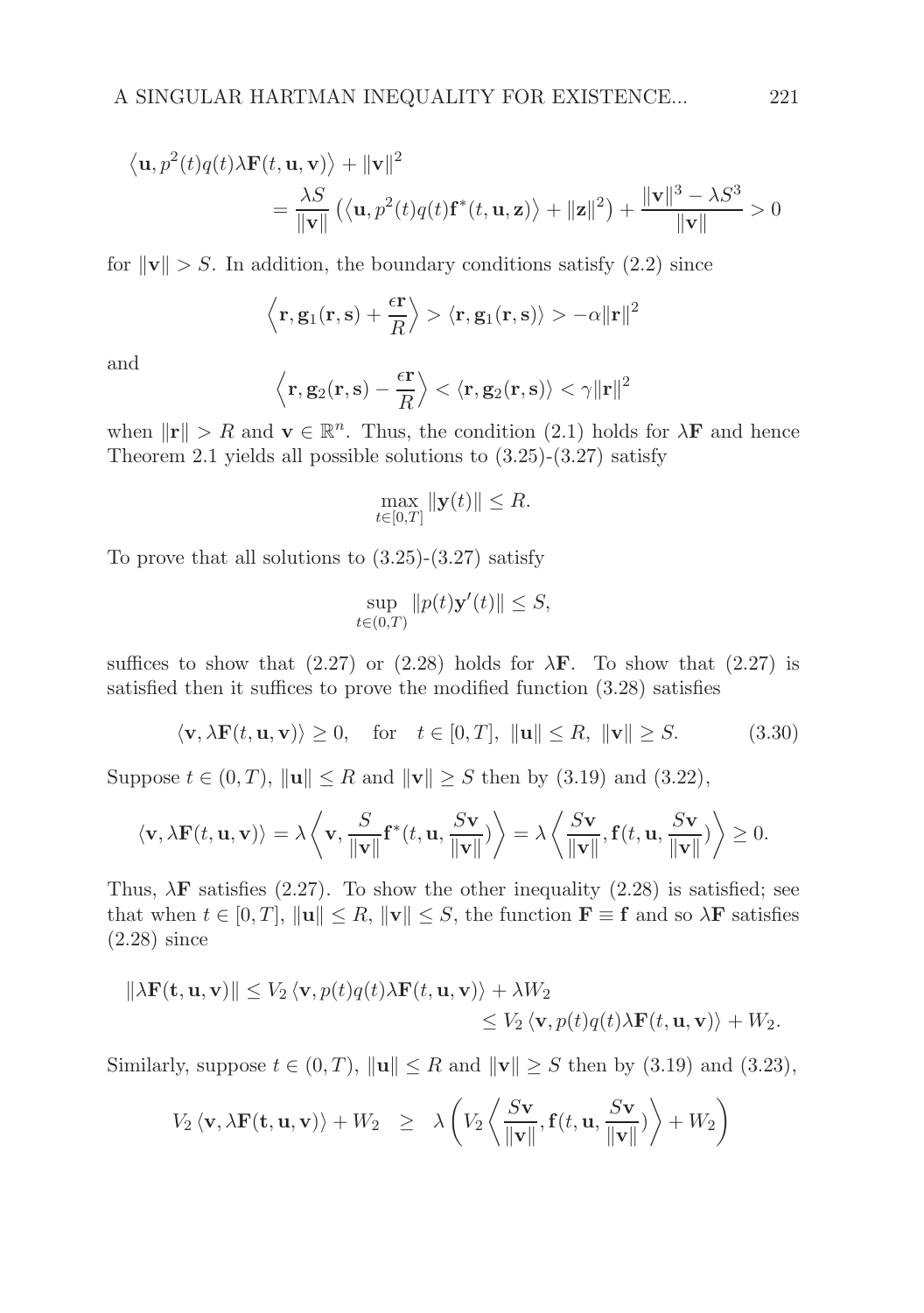$$
\begin{aligned}
\left\langle \mathbf{u}, p^2(t)q(t)\lambda\mathbf{F}(t,\mathbf{u},\mathbf{v})\right\rangle + \|\mathbf{v}\|^2 \\
= \frac{\lambda S}{\|\mathbf{v}\|}\left(\left\langle \mathbf{u}, p^2(t)q(t)\mathbf{f}^*(t,\mathbf{u},\mathbf{z})\right\rangle + \|\mathbf{z}\|^2\right) + \frac{\|\mathbf{v}\|^3 - \lambda S^3}{\|\mathbf{v}\|} > 0
\end{aligned}
$$

for $\|\mathbf{v}\| > S$. In addition, the boundary conditions satisfy (2.2) since

$$
\left\langle \mathbf{r}, \mathbf{g}_1(\mathbf{r},\mathbf{s}) + \frac{\epsilon \mathbf{r}}{R}\right\rangle > \langle \mathbf{r}, \mathbf{g}_1(\mathbf{r},\mathbf{s})\rangle > -\alpha\|\mathbf{r}\|^2
$$

and

$$
\left\langle \mathbf{r}, \mathbf{g}_2(\mathbf{r},\mathbf{s}) - \frac{\epsilon \mathbf{r}}{R}\right\rangle < \langle \mathbf{r}, \mathbf{g}_2(\mathbf{r},\mathbf{s})\rangle < \gamma\|\mathbf{r}\|^2
$$

when $\|\mathbf{r}\| > R$ and $\mathbf{v} \in \mathbb{R}^n$. Thus, the condition (2.1) holds for $\lambda\mathbf{F}$ and hence Theorem 2.1 yields all possible solutions to (3.25)-(3.27) satisfy

$$
\max_{t\in[0,T]} \|\mathbf{y}(t)\| \le R.
$$

To prove that all solutions to (3.25)-(3.27) satisfy

$$
\sup_{t\in(0,T)} \|p(t)\mathbf{y}'(t)\| \le S,
$$

suffices to show that (2.27) or (2.28) holds for $\lambda\mathbf{F}$. To show that (2.27) is satisfied then it suffices to prove the modified function (3.28) satisfies

$$
\langle \mathbf{v}, \lambda\mathbf{F}(t,\mathbf{u},\mathbf{v})\rangle \ge 0, \quad \text{for} \quad t\in[0,T],\ \|\mathbf{u}\|\le R,\ \|\mathbf{v}\| \ge S. \tag{3.30}
$$

Suppose $t\in(0,T)$, $\|\mathbf{u}\|\le R$ and $\|\mathbf{v}\|\ge S$ then by (3.19) and (3.22),

$$
\langle \mathbf{v}, \lambda\mathbf{F}(t,\mathbf{u},\mathbf{v})\rangle = \lambda\left\langle \mathbf{v}, \frac{S}{\|\mathbf{v}\|}\mathbf{f}^*(t,\mathbf{u},\frac{S\mathbf{v}}{\|\mathbf{v}\|})\right\rangle = \lambda\left\langle \frac{S\mathbf{v}}{\|\mathbf{v}\|}, \mathbf{f}(t,\mathbf{u},\frac{S\mathbf{v}}{\|\mathbf{v}\|})\right\rangle \ge 0.
$$

Thus, $\lambda\mathbf{F}$ satisfies (2.27). To show the other inequality (2.28) is satisfied; see that when $t\in[0,T]$, $\|\mathbf{u}\|\le R$, $\|\mathbf{v}\|\le S$, the function $\mathbf{F}\equiv\mathbf{f}$ and so $\lambda\mathbf{F}$ satisfies (2.28) since

$$
\begin{aligned}
\|\lambda\mathbf{F}(\mathbf{t},\mathbf{u},\mathbf{v})\| &\le V_2\langle \mathbf{v}, p(t)q(t)\lambda\mathbf{F}(t,\mathbf{u},\mathbf{v})\rangle + \lambda W_2 \\
&\le V_2\langle \mathbf{v}, p(t)q(t)\lambda\mathbf{F}(t,\mathbf{u},\mathbf{v})\rangle + W_2.
\end{aligned}
$$

Similarly, suppose $t\in(0,T)$, $\|\mathbf{u}\|\le R$ and $\|\mathbf{v}\|\ge S$ then by (3.19) and (3.23),

$$
V_2\langle \mathbf{v}, \lambda\mathbf{F}(\mathbf{t},\mathbf{u},\mathbf{v})\rangle + W_2 \ \ \ge\ \ \lambda\left(V_2\left\langle \frac{S\mathbf{v}}{\|\mathbf{v}\|}, \mathbf{f}(t,\mathbf{u},\frac{S\mathbf{v}}{\|\mathbf{v}\|})\right\rangle + W_2\right)
$$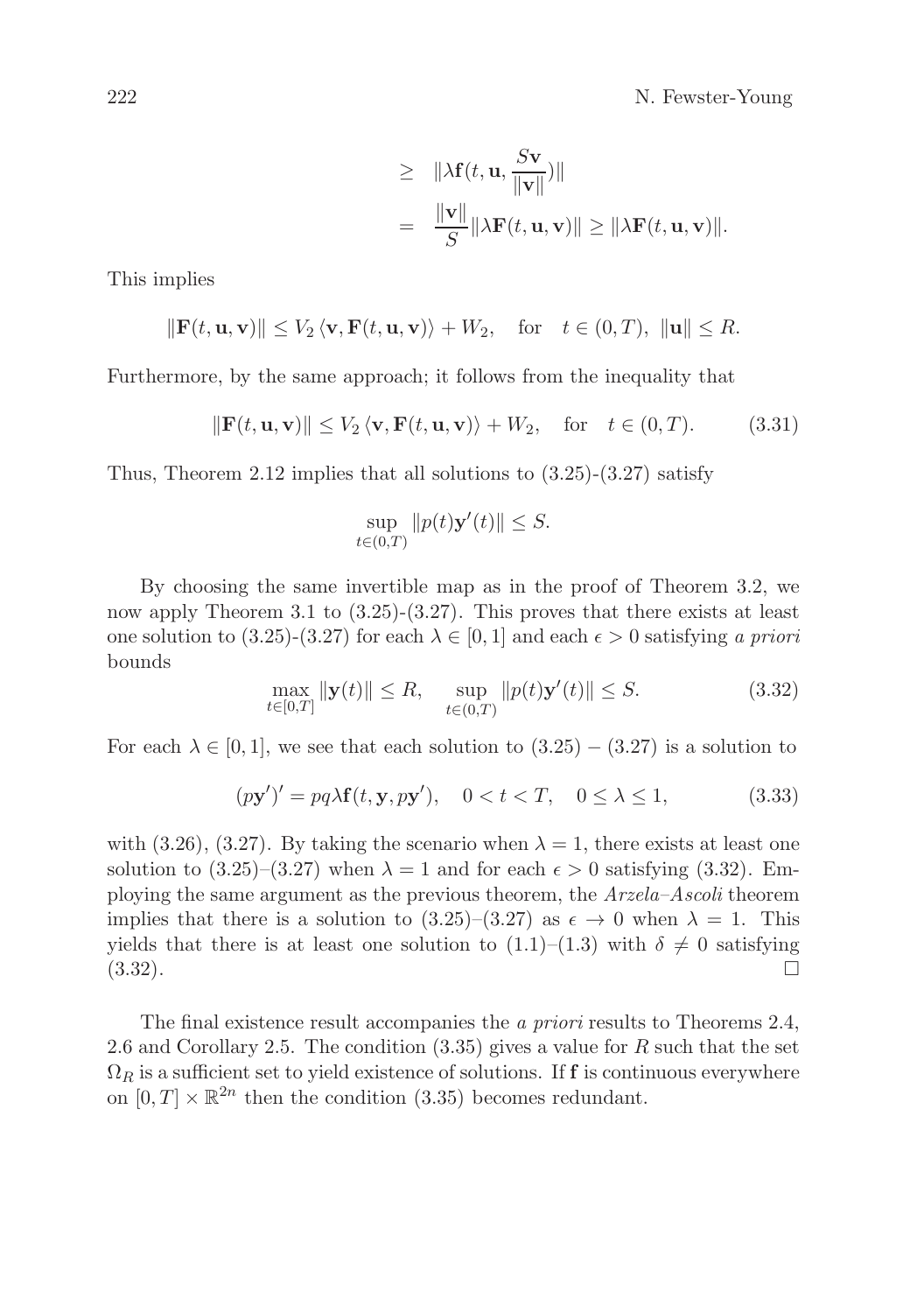$$
\begin{aligned}
&\geq \|\lambda \mathbf{f}(t, \mathbf{u}, \frac{S\mathbf{v}}{\|\mathbf{v}\|})\| \\
&= \frac{\|\mathbf{v}\|}{S}\|\lambda \mathbf{F}(t, \mathbf{u}, \mathbf{v})\| \geq \|\lambda \mathbf{F}(t, \mathbf{u}, \mathbf{v})\|.
\end{aligned}
$$

This implies

$$
\|\mathbf{F}(t, \mathbf{u}, \mathbf{v})\| \leq V_2 \langle \mathbf{v}, \mathbf{F}(t, \mathbf{u}, \mathbf{v}) \rangle + W_2, \quad \text{for} \quad t \in (0, T),\ \|\mathbf{u}\| \leq R.
$$

Furthermore, by the same approach; it follows from the inequality that

$$
\|\mathbf{F}(t, \mathbf{u}, \mathbf{v})\| \leq V_2 \langle \mathbf{v}, \mathbf{F}(t, \mathbf{u}, \mathbf{v}) \rangle + W_2, \quad \text{for} \quad t \in (0, T). \tag{3.31}
$$

Thus, Theorem 2.12 implies that all solutions to (3.25)-(3.27) satisfy

$$
\sup_{t \in (0,T)} \|p(t)\mathbf{y}'(t)\| \leq S.
$$

By choosing the same invertible map as in the proof of Theorem 3.2, we now apply Theorem 3.1 to (3.25)-(3.27). This proves that there exists at least one solution to (3.25)-(3.27) for each $\lambda \in [0, 1]$ and each $\epsilon > 0$ satisfying *a priori* bounds

$$
\max_{t \in [0,T]} \|\mathbf{y}(t)\| \leq R, \quad \sup_{t \in (0,T)} \|p(t)\mathbf{y}'(t)\| \leq S. \tag{3.32}
$$

For each $\lambda \in [0, 1]$, we see that each solution to $(3.25) - (3.27)$ is a solution to

$$
(p\mathbf{y}')' = pq\lambda \mathbf{f}(t, \mathbf{y}, p\mathbf{y}'), \quad 0 < t < T, \quad 0 \leq \lambda \leq 1, \tag{3.33}
$$

with (3.26), (3.27). By taking the scenario when $\lambda = 1$, there exists at least one solution to (3.25)–(3.27) when $\lambda = 1$ and for each $\epsilon > 0$ satisfying (3.32). Employing the same argument as the previous theorem, the *Arzela–Ascoli* theorem implies that there is a solution to (3.25)–(3.27) as $\epsilon \to 0$ when $\lambda = 1$. This yields that there is at least one solution to (1.1)–(1.3) with $\delta \neq 0$ satisfying (3.32). □

The final existence result accompanies the *a priori* results to Theorems 2.4, 2.6 and Corollary 2.5. The condition (3.35) gives a value for $R$ such that the set $\Omega_R$ is a sufficient set to yield existence of solutions. If $\mathbf{f}$ is continuous everywhere on $[0, T] \times \mathbb{R}^{2n}$ then the condition (3.35) becomes redundant.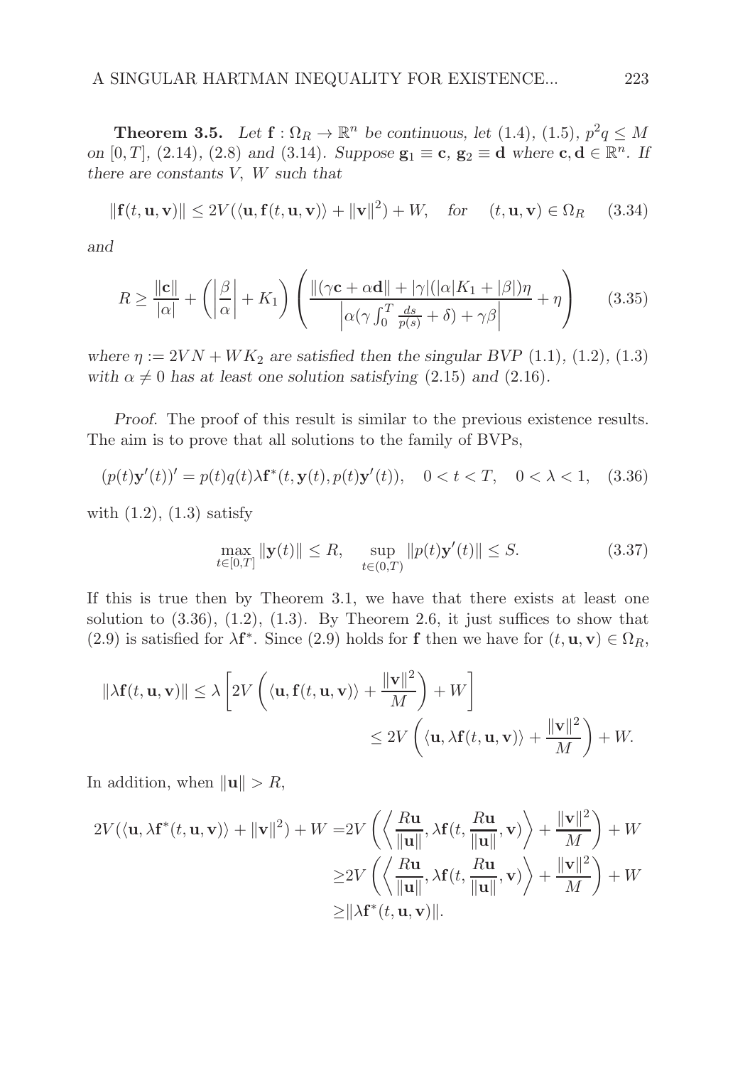**Theorem 3.5.** *Let $\mathbf{f} : \Omega_R \to \mathbb{R}^n$ be continuous, let (1.4), (1.5), $p^2 q \leq M$ on $[0, T]$, (2.14), (2.8) and (3.14). Suppose $\mathbf{g}_1 \equiv \mathbf{c}$, $\mathbf{g}_2 \equiv \mathbf{d}$ where $\mathbf{c}, \mathbf{d} \in \mathbb{R}^n$. If there are constants $V$, $W$ such that*

$$\|\mathbf{f}(t, \mathbf{u}, \mathbf{v})\| \leq 2V(\langle \mathbf{u}, \mathbf{f}(t, \mathbf{u}, \mathbf{v})\rangle + \|\mathbf{v}\|^2) + W, \quad \text{for} \quad (t, \mathbf{u}, \mathbf{v}) \in \Omega_R \tag{3.34}$$

*and*

$$R \geq \frac{\|\mathbf{c}\|}{|\alpha|} + \left(\left|\frac{\beta}{\alpha}\right| + K_1\right)\left(\frac{\|(\gamma \mathbf{c} + \alpha \mathbf{d}\| + |\gamma|(|\alpha| K_1 + |\beta|)\eta}{\left|\alpha(\gamma \int_0^T \frac{ds}{p(s)} + \delta) + \gamma\beta\right|} + \eta\right) \tag{3.35}$$

*where $\eta := 2VN + WK_2$ are satisfied then the singular BVP (1.1), (1.2), (1.3) with $\alpha \neq 0$ has at least one solution satisfying (2.15) and (2.16).*

*Proof.* The proof of this result is similar to the previous existence results. The aim is to prove that all solutions to the family of BVPs,

$$(p(t)\mathbf{y}'(t))' = p(t)q(t)\lambda \mathbf{f}^*(t, \mathbf{y}(t), p(t)\mathbf{y}'(t)), \quad 0 < t < T, \quad 0 < \lambda < 1, \tag{3.36}$$

with (1.2), (1.3) satisfy

$$\max_{t \in [0,T]} \|\mathbf{y}(t)\| \leq R, \quad \sup_{t \in (0,T)} \|p(t)\mathbf{y}'(t)\| \leq S. \tag{3.37}$$

If this is true then by Theorem 3.1, we have that there exists at least one solution to (3.36), (1.2), (1.3). By Theorem 2.6, it just suffices to show that (2.9) is satisfied for $\lambda \mathbf{f}^*$. Since (2.9) holds for $\mathbf{f}$ then we have for $(t, \mathbf{u}, \mathbf{v}) \in \Omega_R$,

$$\begin{aligned}
\|\lambda \mathbf{f}(t, \mathbf{u}, \mathbf{v})\| &\leq \lambda\left[2V\left(\langle \mathbf{u}, \mathbf{f}(t, \mathbf{u}, \mathbf{v})\rangle + \frac{\|\mathbf{v}\|^2}{M}\right) + W\right] \\
&\leq 2V\left(\langle \mathbf{u}, \lambda \mathbf{f}(t, \mathbf{u}, \mathbf{v})\rangle + \frac{\|\mathbf{v}\|^2}{M}\right) + W.
\end{aligned}$$

In addition, when $\|\mathbf{u}\| > R$,

$$\begin{aligned}
2V(\langle \mathbf{u}, \lambda \mathbf{f}^*(t, \mathbf{u}, \mathbf{v})\rangle + \|\mathbf{v}\|^2) + W &= 2V\left(\left\langle \frac{R\mathbf{u}}{\|\mathbf{u}\|}, \lambda \mathbf{f}(t, \frac{R\mathbf{u}}{\|\mathbf{u}\|}, \mathbf{v})\right\rangle + \frac{\|\mathbf{v}\|^2}{M}\right) + W \\
&\geq 2V\left(\left\langle \frac{R\mathbf{u}}{\|\mathbf{u}\|}, \lambda \mathbf{f}(t, \frac{R\mathbf{u}}{\|\mathbf{u}\|}, \mathbf{v})\right\rangle + \frac{\|\mathbf{v}\|^2}{M}\right) + W \\
&\geq \|\lambda \mathbf{f}^*(t, \mathbf{u}, \mathbf{v})\|.
\end{aligned}$$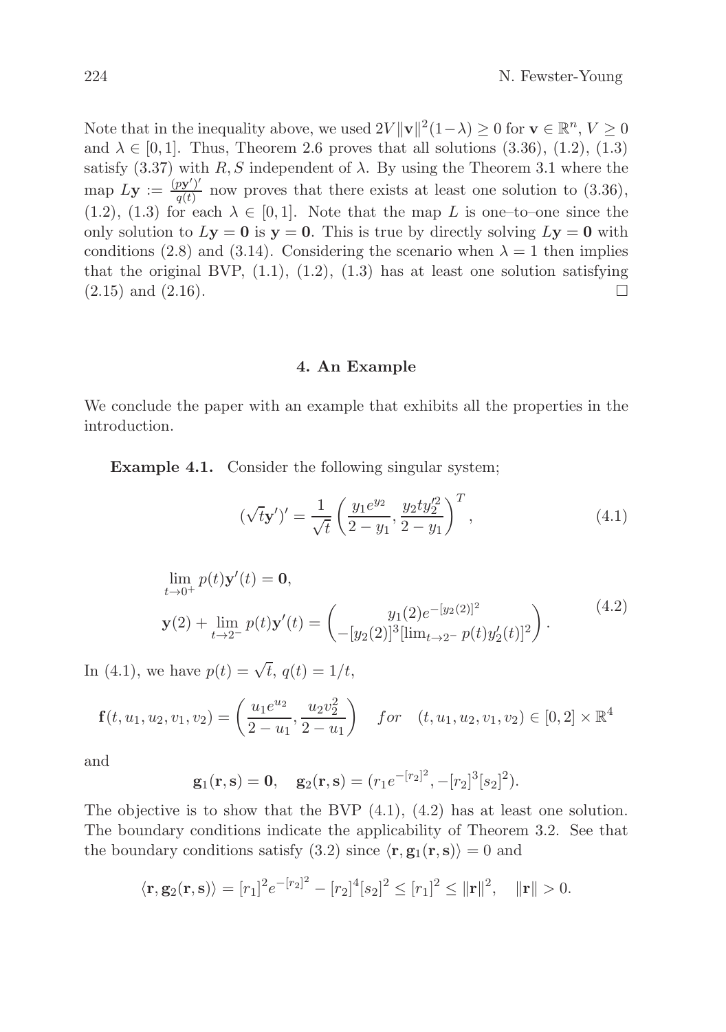Note that in the inequality above, we used $2V\|\mathbf{v}\|^2(1-\lambda) \geq 0$ for $\mathbf{v} \in \mathbb{R}^n$, $V \geq 0$ and $\lambda \in [0,1]$. Thus, Theorem 2.6 proves that all solutions (3.36), (1.2), (1.3) satisfy (3.37) with $R, S$ independent of $\lambda$. By using the Theorem 3.1 where the map $L\mathbf{y} := \frac{(p\mathbf{y}')'}{q(t)}$ now proves that there exists at least one solution to (3.36), (1.2), (1.3) for each $\lambda \in [0,1]$. Note that the map $L$ is one–to–one since the only solution to $L\mathbf{y} = \mathbf{0}$ is $\mathbf{y} = \mathbf{0}$. This is true by directly solving $L\mathbf{y} = \mathbf{0}$ with conditions (2.8) and (3.14). Considering the scenario when $\lambda = 1$ then implies that the original BVP, (1.1), (1.2), (1.3) has at least one solution satisfying (2.15) and (2.16). $\square$

## 4. An Example

We conclude the paper with an example that exhibits all the properties in the introduction.

**Example 4.1.** Consider the following singular system;

$$(\sqrt{t}\mathbf{y}')' = \frac{1}{\sqrt{t}}\left(\frac{y_1 e^{y_2}}{2-y_1}, \frac{y_2 t y_2'^2}{2-y_1}\right)^T, \tag{4.1}$$

$$\begin{aligned} &\lim_{t\to 0^+} p(t)\mathbf{y}'(t) = \mathbf{0}, \\ &\mathbf{y}(2) + \lim_{t\to 2^-} p(t)\mathbf{y}'(t) = \begin{pmatrix} y_1(2)e^{-[y_2(2)]^2} \\ -[y_2(2)]^3[\lim_{t\to 2^-} p(t)y_2'(t)]^2 \end{pmatrix}. \end{aligned} \tag{4.2}$$

In (4.1), we have $p(t) = \sqrt{t}$, $q(t) = 1/t$,

$$\mathbf{f}(t, u_1, u_2, v_1, v_2) = \left(\frac{u_1 e^{u_2}}{2-u_1}, \frac{u_2 v_2^2}{2-u_1}\right) \quad \textit{for} \quad (t, u_1, u_2, v_1, v_2) \in [0,2] \times \mathbb{R}^4$$

and

$$\mathbf{g}_1(\mathbf{r}, \mathbf{s}) = \mathbf{0}, \quad \mathbf{g}_2(\mathbf{r}, \mathbf{s}) = (r_1 e^{-[r_2]^2}, -[r_2]^3[s_2]^2).$$

The objective is to show that the BVP (4.1), (4.2) has at least one solution. The boundary conditions indicate the applicability of Theorem 3.2. See that the boundary conditions satisfy (3.2) since $\langle \mathbf{r}, \mathbf{g}_1(\mathbf{r}, \mathbf{s})\rangle = 0$ and

$$\langle \mathbf{r}, \mathbf{g}_2(\mathbf{r}, \mathbf{s})\rangle = [r_1]^2 e^{-[r_2]^2} - [r_2]^4[s_2]^2 \leq [r_1]^2 \leq \|\mathbf{r}\|^2, \quad \|\mathbf{r}\| > 0.$$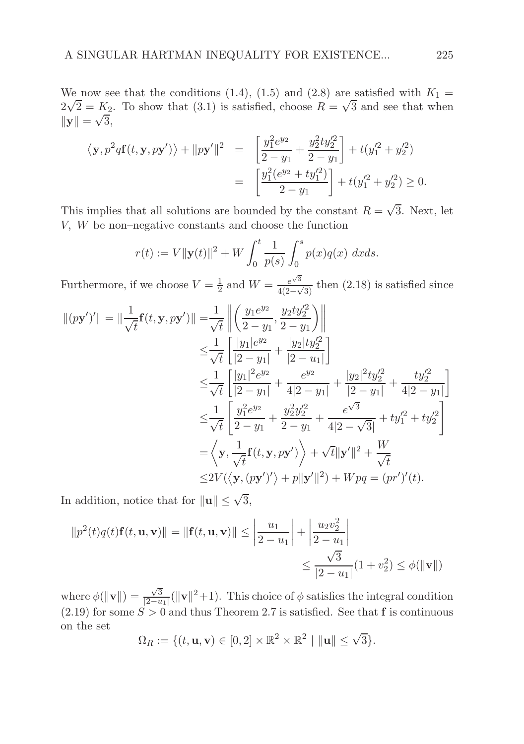We now see that the conditions (1.4), (1.5) and (2.8) are satisfied with $K_1 = 2\sqrt{2} = K_2$. To show that (3.1) is satisfied, choose $R = \sqrt{3}$ and see that when $\|\mathbf{y}\| = \sqrt{3}$,

$$
\begin{aligned}
\left\langle \mathbf{y}, p^2 q \mathbf{f}(t, \mathbf{y}, p\mathbf{y}') \right\rangle + \|p\mathbf{y}'\|^2 &= \left[ \frac{y_1^2 e^{y_2}}{2 - y_1} + \frac{y_2^2 t y_2'^2}{2 - y_1} \right] + t(y_1'^2 + y_2'^2) \\
&= \left[ \frac{y_1^2 (e^{y_2} + t y_1'^2)}{2 - y_1} \right] + t(y_1'^2 + y_2'^2) \geq 0.
\end{aligned}
$$

This implies that all solutions are bounded by the constant $R = \sqrt{3}$. Next, let $V$, $W$ be non–negative constants and choose the function

$$
r(t) := V\|\mathbf{y}(t)\|^2 + W \int_0^t \frac{1}{p(s)} \int_0^s p(x) q(x) \, dx ds.
$$

Furthermore, if we choose $V = \frac{1}{2}$ and $W = \frac{e^{\sqrt{3}}}{4(2-\sqrt{3})}$ then (2.18) is satisfied since

$$
\begin{aligned}
\|(p\mathbf{y}')'\| = \|\frac{1}{\sqrt{t}} \mathbf{f}(t, \mathbf{y}, p\mathbf{y}')\| =& \frac{1}{\sqrt{t}} \left\| \left( \frac{y_1 e^{y_2}}{2 - y_1}, \frac{y_2 t y_2'^2}{2 - y_1} \right) \right\| \\
\leq& \frac{1}{\sqrt{t}} \left[ \frac{|y_1| e^{y_2}}{|2 - y_1|} + \frac{|y_2| t y_2'^2}{|2 - u_1|} \right] \\
\leq& \frac{1}{\sqrt{t}} \left[ \frac{|y_1|^2 e^{y_2}}{|2 - y_1|} + \frac{e^{y_2}}{4|2 - y_1|} + \frac{|y_2|^2 t y_2'^2}{|2 - y_1|} + \frac{t y_2'^2}{4|2 - y_1|} \right] \\
\leq& \frac{1}{\sqrt{t}} \left[ \frac{y_1^2 e^{y_2}}{2 - y_1} + \frac{y_2^2 y_2'^2}{2 - y_1} + \frac{e^{\sqrt{3}}}{4|2 - \sqrt{3}|} + t y_1'^2 + t y_2'^2 \right] \\
=& \left\langle \mathbf{y}, \frac{1}{\sqrt{t}} \mathbf{f}(t, \mathbf{y}, p\mathbf{y}') \right\rangle + \sqrt{t}\|\mathbf{y}'\|^2 + \frac{W}{\sqrt{t}} \\
\leq& 2V(\langle \mathbf{y}, (p\mathbf{y}')' \rangle + p\|\mathbf{y}'\|^2) + Wpq = (pr')'(t).
\end{aligned}
$$

In addition, notice that for $\|\mathbf{u}\| \leq \sqrt{3}$,

$$
\begin{aligned}
\|p^2(t) q(t) \mathbf{f}(t, \mathbf{u}, \mathbf{v})\| = \|\mathbf{f}(t, \mathbf{u}, \mathbf{v})\| \leq \left| \frac{u_1}{2 - u_1} \right| + \left| \frac{u_2 v_2^2}{2 - u_1} \right| \\
\leq \frac{\sqrt{3}}{|2 - u_1|}(1 + v_2^2) \leq \phi(\|\mathbf{v}\|)
\end{aligned}
$$

where $\phi(\|\mathbf{v}\|) = \frac{\sqrt{3}}{|2-u_1|}(\|\mathbf{v}\|^2+1)$. This choice of $\phi$ satisfies the integral condition (2.19) for some $S > 0$ and thus Theorem 2.7 is satisfied. See that $\mathbf{f}$ is continuous on the set

$$
\Omega_R := \{(t, \mathbf{u}, \mathbf{v}) \in [0, 2] \times \mathbb{R}^2 \times \mathbb{R}^2 \mid \|\mathbf{u}\| \leq \sqrt{3}\}.
$$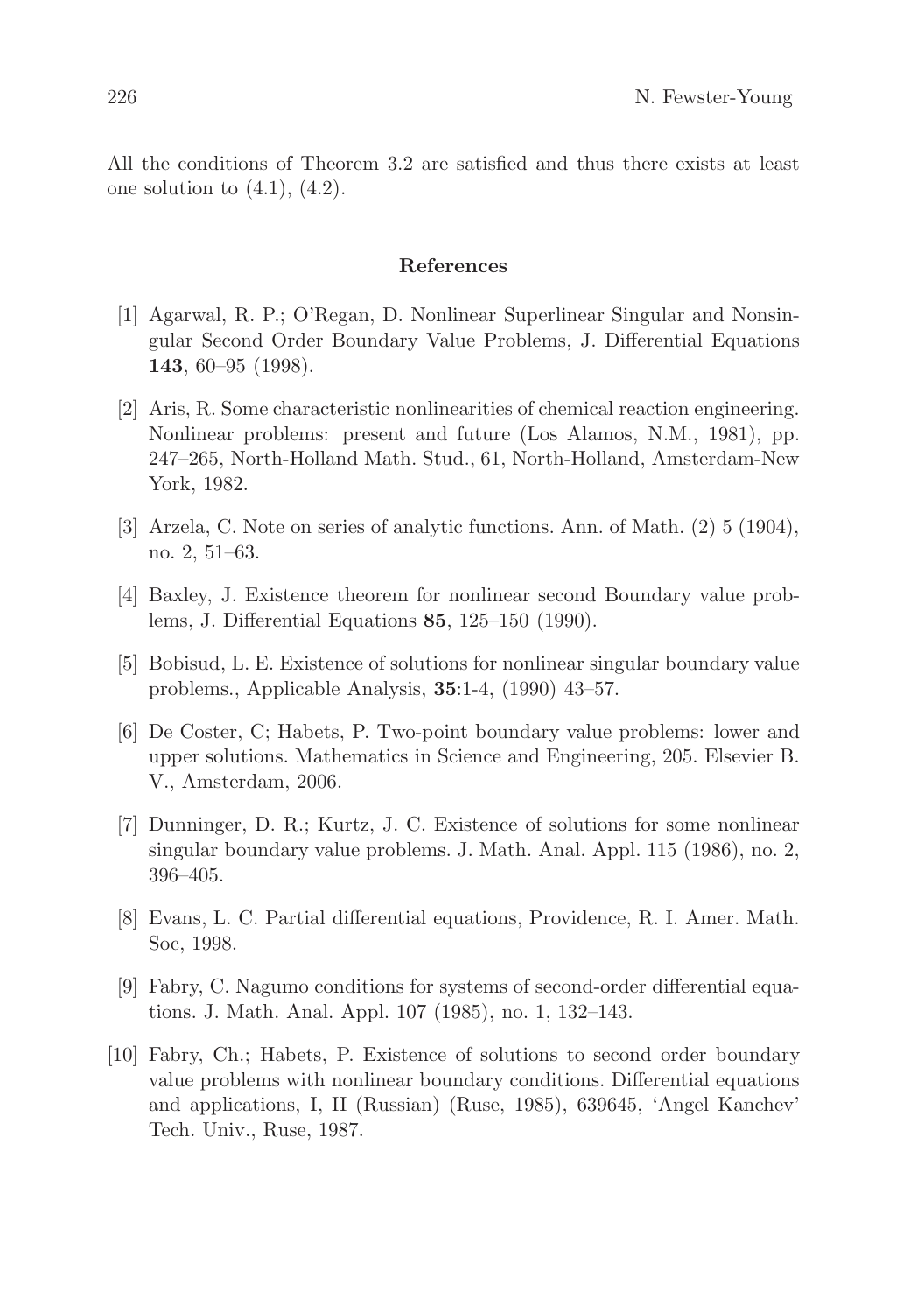All the conditions of Theorem 3.2 are satisfied and thus there exists at least one solution to (4.1), (4.2).

## References

[1] Agarwal, R. P.; O'Regan, D. Nonlinear Superlinear Singular and Nonsingular Second Order Boundary Value Problems, J. Differential Equations **143**, 60–95 (1998).

[2] Aris, R. Some characteristic nonlinearities of chemical reaction engineering. Nonlinear problems: present and future (Los Alamos, N.M., 1981), pp. 247–265, North-Holland Math. Stud., 61, North-Holland, Amsterdam-New York, 1982.

[3] Arzela, C. Note on series of analytic functions. Ann. of Math. (2) 5 (1904), no. 2, 51–63.

[4] Baxley, J. Existence theorem for nonlinear second Boundary value problems, J. Differential Equations **85**, 125–150 (1990).

[5] Bobisud, L. E. Existence of solutions for nonlinear singular boundary value problems., Applicable Analysis, **35**:1-4, (1990) 43–57.

[6] De Coster, C; Habets, P. Two-point boundary value problems: lower and upper solutions. Mathematics in Science and Engineering, 205. Elsevier B. V., Amsterdam, 2006.

[7] Dunninger, D. R.; Kurtz, J. C. Existence of solutions for some nonlinear singular boundary value problems. J. Math. Anal. Appl. 115 (1986), no. 2, 396–405.

[8] Evans, L. C. Partial differential equations, Providence, R. I. Amer. Math. Soc, 1998.

[9] Fabry, C. Nagumo conditions for systems of second-order differential equations. J. Math. Anal. Appl. 107 (1985), no. 1, 132–143.

[10] Fabry, Ch.; Habets, P. Existence of solutions to second order boundary value problems with nonlinear boundary conditions. Differential equations and applications, I, II (Russian) (Ruse, 1985), 639645, 'Angel Kanchev' Tech. Univ., Ruse, 1987.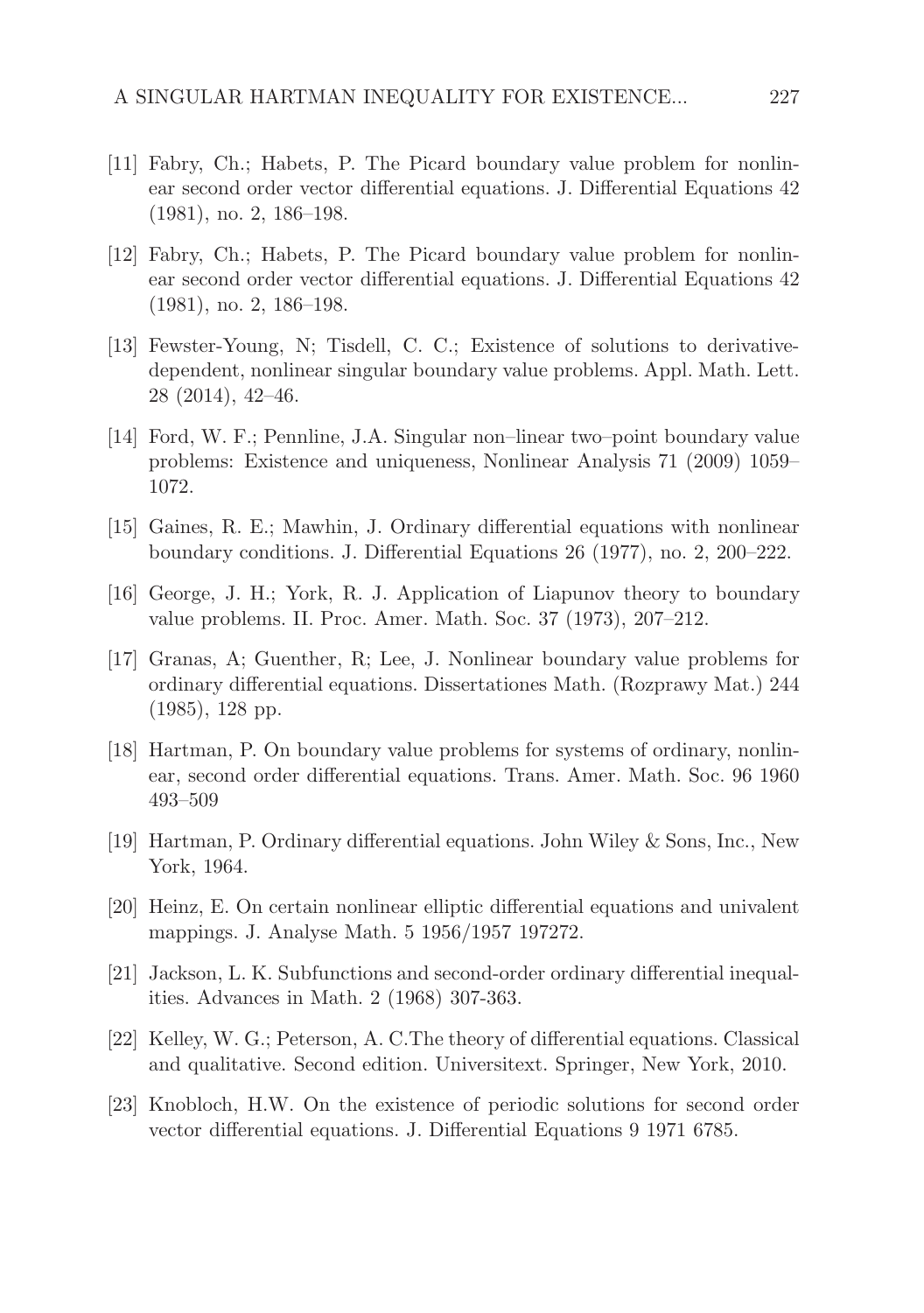[11] Fabry, Ch.; Habets, P. The Picard boundary value problem for nonlinear second order vector differential equations. J. Differential Equations 42 (1981), no. 2, 186–198.

[12] Fabry, Ch.; Habets, P. The Picard boundary value problem for nonlinear second order vector differential equations. J. Differential Equations 42 (1981), no. 2, 186–198.

[13] Fewster-Young, N; Tisdell, C. C.; Existence of solutions to derivative-dependent, nonlinear singular boundary value problems. Appl. Math. Lett. 28 (2014), 42–46.

[14] Ford, W. F.; Pennline, J.A. Singular non–linear two–point boundary value problems: Existence and uniqueness, Nonlinear Analysis 71 (2009) 1059–1072.

[15] Gaines, R. E.; Mawhin, J. Ordinary differential equations with nonlinear boundary conditions. J. Differential Equations 26 (1977), no. 2, 200–222.

[16] George, J. H.; York, R. J. Application of Liapunov theory to boundary value problems. II. Proc. Amer. Math. Soc. 37 (1973), 207–212.

[17] Granas, A; Guenther, R; Lee, J. Nonlinear boundary value problems for ordinary differential equations. Dissertationes Math. (Rozprawy Mat.) 244 (1985), 128 pp.

[18] Hartman, P. On boundary value problems for systems of ordinary, nonlinear, second order differential equations. Trans. Amer. Math. Soc. 96 1960 493–509

[19] Hartman, P. Ordinary differential equations. John Wiley & Sons, Inc., New York, 1964.

[20] Heinz, E. On certain nonlinear elliptic differential equations and univalent mappings. J. Analyse Math. 5 1956/1957 197272.

[21] Jackson, L. K. Subfunctions and second-order ordinary differential inequalities. Advances in Math. 2 (1968) 307-363.

[22] Kelley, W. G.; Peterson, A. C.The theory of differential equations. Classical and qualitative. Second edition. Universitext. Springer, New York, 2010.

[23] Knobloch, H.W. On the existence of periodic solutions for second order vector differential equations. J. Differential Equations 9 1971 6785.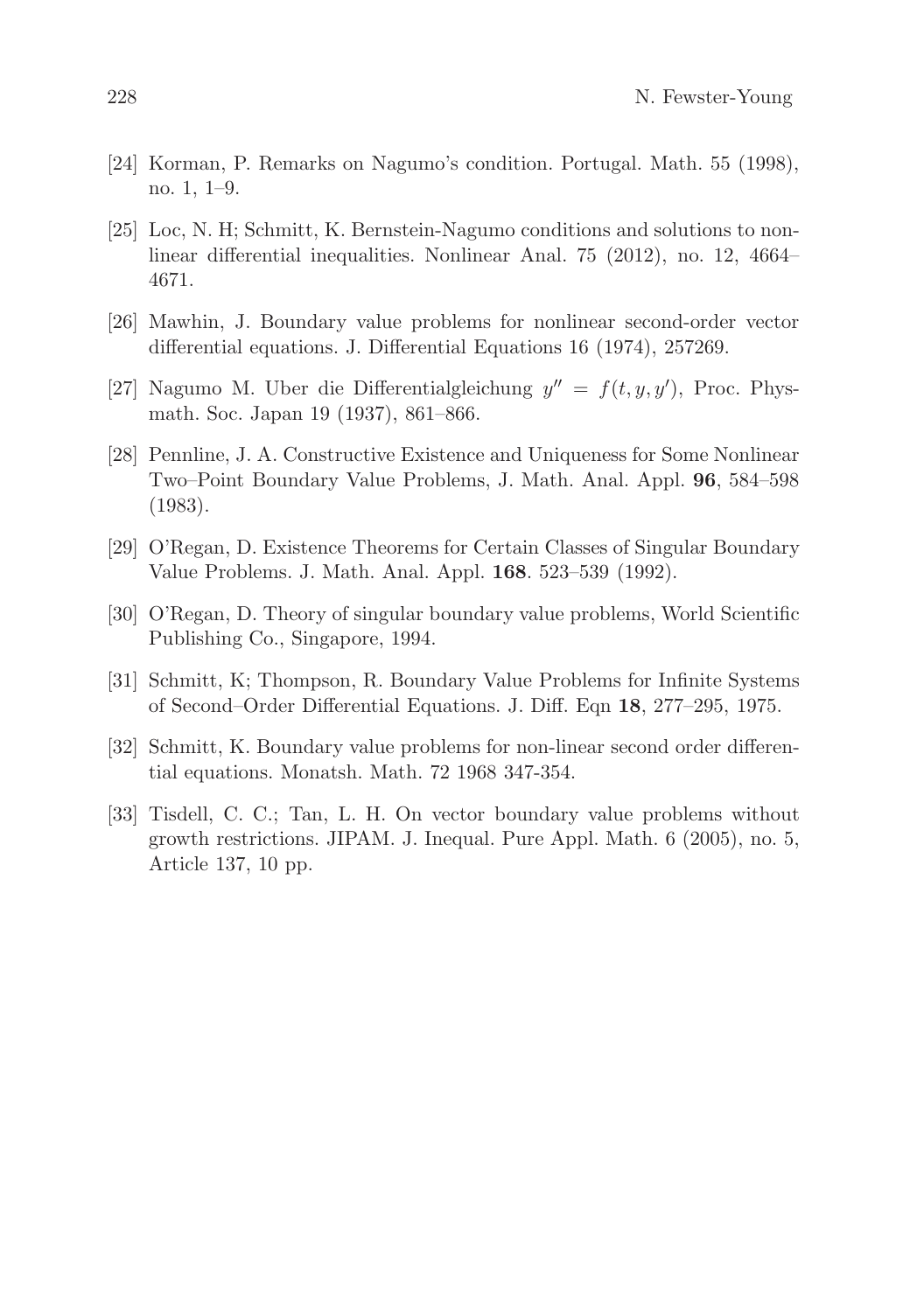[24] Korman, P. Remarks on Nagumo's condition. Portugal. Math. 55 (1998), no. 1, 1–9.

[25] Loc, N. H; Schmitt, K. Bernstein-Nagumo conditions and solutions to nonlinear differential inequalities. Nonlinear Anal. 75 (2012), no. 12, 4664–4671.

[26] Mawhin, J. Boundary value problems for nonlinear second-order vector differential equations. J. Differential Equations 16 (1974), 257269.

[27] Nagumo M. Uber die Differentialgleichung $y'' = f(t, y, y')$, Proc. Phys-math. Soc. Japan 19 (1937), 861–866.

[28] Pennline, J. A. Constructive Existence and Uniqueness for Some Nonlinear Two–Point Boundary Value Problems, J. Math. Anal. Appl. **96**, 584–598 (1983).

[29] O'Regan, D. Existence Theorems for Certain Classes of Singular Boundary Value Problems. J. Math. Anal. Appl. **168**. 523–539 (1992).

[30] O'Regan, D. Theory of singular boundary value problems, World Scientific Publishing Co., Singapore, 1994.

[31] Schmitt, K; Thompson, R. Boundary Value Problems for Infinite Systems of Second–Order Differential Equations. J. Diff. Eqn **18**, 277–295, 1975.

[32] Schmitt, K. Boundary value problems for non-linear second order differential equations. Monatsh. Math. 72 1968 347-354.

[33] Tisdell, C. C.; Tan, L. H. On vector boundary value problems without growth restrictions. JIPAM. J. Inequal. Pure Appl. Math. 6 (2005), no. 5, Article 137, 10 pp.